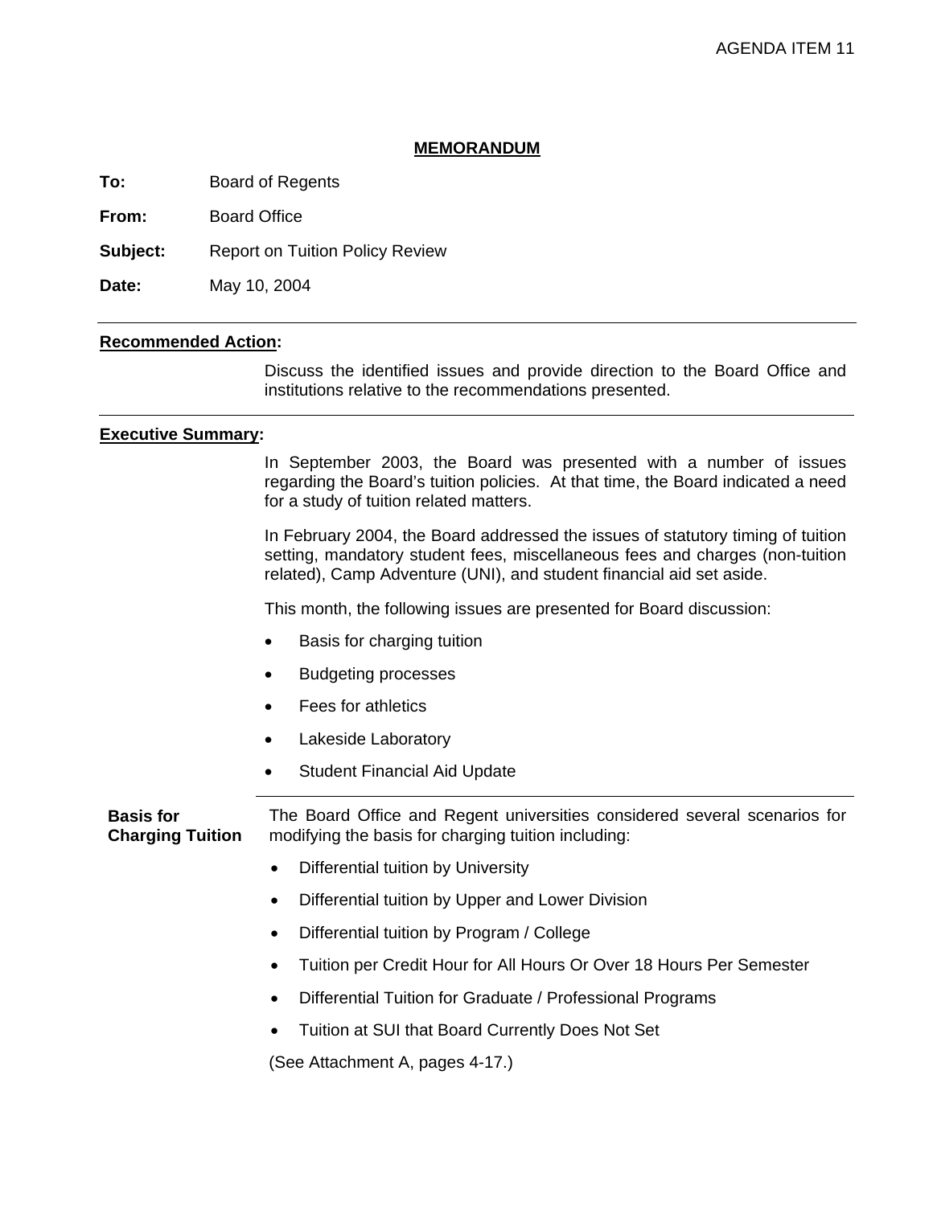AGENDA ITEM 11

## MEMORANDUM

**To:** Board of Regents

**From:** Board Office

**Subject:** Report on Tuition Policy Review

**Date:** May 10, 2004

---

**Recommended Action:**

Discuss the identified issues and provide direction to the Board Office and institutions relative to the recommendations presented.

---

**Executive Summary:**

In September 2003, the Board was presented with a number of issues regarding the Board's tuition policies. At that time, the Board indicated a need for a study of tuition related matters.

In February 2004, the Board addressed the issues of statutory timing of tuition setting, mandatory student fees, miscellaneous fees and charges (non-tuition related), Camp Adventure (UNI), and student financial aid set aside.

This month, the following issues are presented for Board discussion:

- Basis for charging tuition
- Budgeting processes
- Fees for athletics
- Lakeside Laboratory
- Student Financial Aid Update

---

**Basis for Charging Tuition**

The Board Office and Regent universities considered several scenarios for modifying the basis for charging tuition including:

- Differential tuition by University
- Differential tuition by Upper and Lower Division
- Differential tuition by Program / College
- Tuition per Credit Hour for All Hours Or Over 18 Hours Per Semester
- Differential Tuition for Graduate / Professional Programs
- Tuition at SUI that Board Currently Does Not Set

(See Attachment A, pages 4-17.)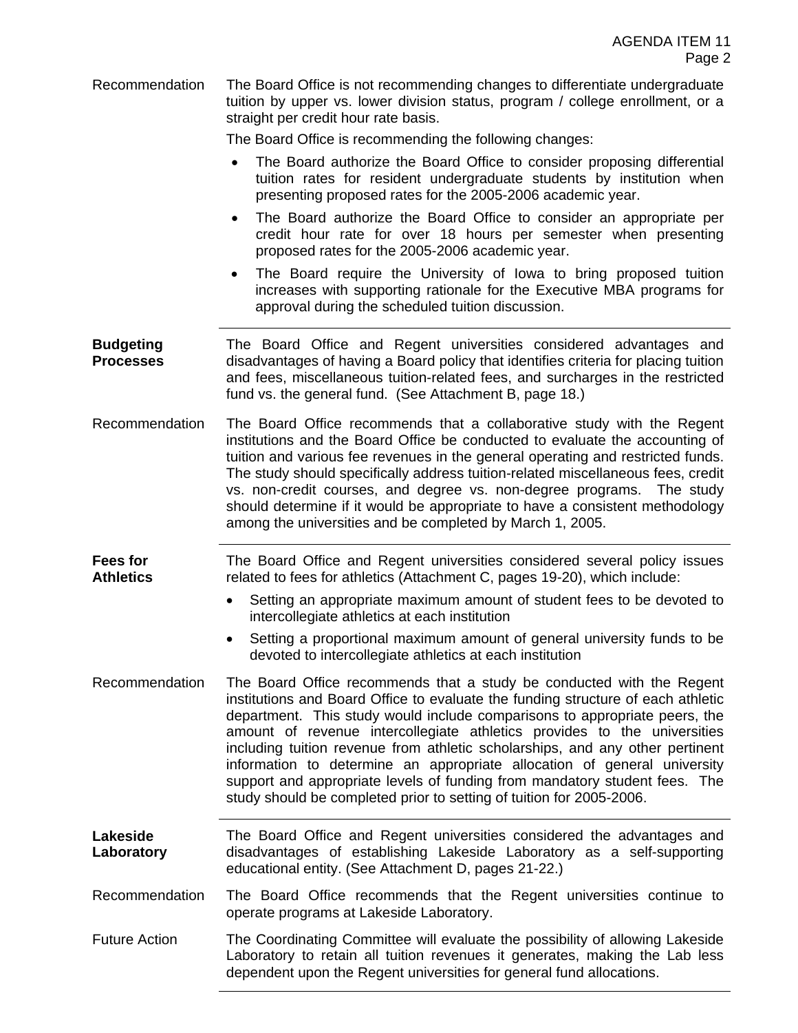**Recommendation**

The Board Office is not recommending changes to differentiate undergraduate tuition by upper vs. lower division status, program / college enrollment, or a straight per credit hour rate basis.

The Board Office is recommending the following changes:

- The Board authorize the Board Office to consider proposing differential tuition rates for resident undergraduate students by institution when presenting proposed rates for the 2005-2006 academic year.
- The Board authorize the Board Office to consider an appropriate per credit hour rate for over 18 hours per semester when presenting proposed rates for the 2005-2006 academic year.
- The Board require the University of Iowa to bring proposed tuition increases with supporting rationale for the Executive MBA programs for approval during the scheduled tuition discussion.

---

**Budgeting Processes**

The Board Office and Regent universities considered advantages and disadvantages of having a Board policy that identifies criteria for placing tuition and fees, miscellaneous tuition-related fees, and surcharges in the restricted fund vs. the general fund. (See Attachment B, page 18.)

**Recommendation**

The Board Office recommends that a collaborative study with the Regent institutions and the Board Office be conducted to evaluate the accounting of tuition and various fee revenues in the general operating and restricted funds. The study should specifically address tuition-related miscellaneous fees, credit vs. non-credit courses, and degree vs. non-degree programs. The study should determine if it would be appropriate to have a consistent methodology among the universities and be completed by March 1, 2005.

---

**Fees for Athletics**

The Board Office and Regent universities considered several policy issues related to fees for athletics (Attachment C, pages 19-20), which include:

- Setting an appropriate maximum amount of student fees to be devoted to intercollegiate athletics at each institution
- Setting a proportional maximum amount of general university funds to be devoted to intercollegiate athletics at each institution

**Recommendation**

The Board Office recommends that a study be conducted with the Regent institutions and Board Office to evaluate the funding structure of each athletic department. This study would include comparisons to appropriate peers, the amount of revenue intercollegiate athletics provides to the universities including tuition revenue from athletic scholarships, and any other pertinent information to determine an appropriate allocation of general university support and appropriate levels of funding from mandatory student fees. The study should be completed prior to setting of tuition for 2005-2006.

---

**Lakeside Laboratory**

The Board Office and Regent universities considered the advantages and disadvantages of establishing Lakeside Laboratory as a self-supporting educational entity. (See Attachment D, pages 21-22.)

**Recommendation**

The Board Office recommends that the Regent universities continue to operate programs at Lakeside Laboratory.

**Future Action**

The Coordinating Committee will evaluate the possibility of allowing Lakeside Laboratory to retain all tuition revenues it generates, making the Lab less dependent upon the Regent universities for general fund allocations.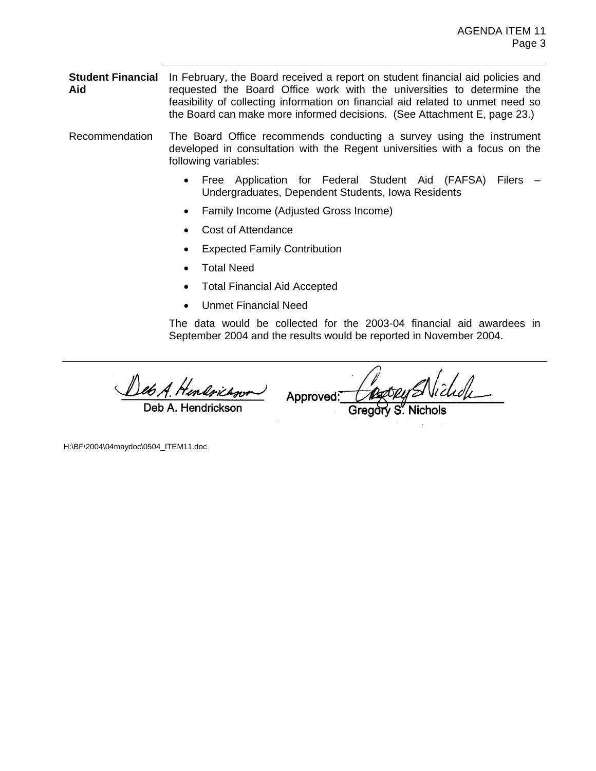**Student Financial Aid**

In February, the Board received a report on student financial aid policies and requested the Board Office work with the universities to determine the feasibility of collecting information on financial aid related to unmet need so the Board can make more informed decisions. (See Attachment E, page 23.)

Recommendation

The Board Office recommends conducting a survey using the instrument developed in consultation with the Regent universities with a focus on the following variables:

- Free Application for Federal Student Aid (FAFSA) Filers – Undergraduates, Dependent Students, Iowa Residents
- Family Income (Adjusted Gross Income)
- Cost of Attendance
- Expected Family Contribution
- Total Need
- Total Financial Aid Accepted
- Unmet Financial Need

The data would be collected for the 2003-04 financial aid awardees in September 2004 and the results would be reported in November 2004.

---

Deb A. Hendrickson

Approved: Gregory S. Nichols

H:\BF\2004\04maydoc\0504_ITEM11.doc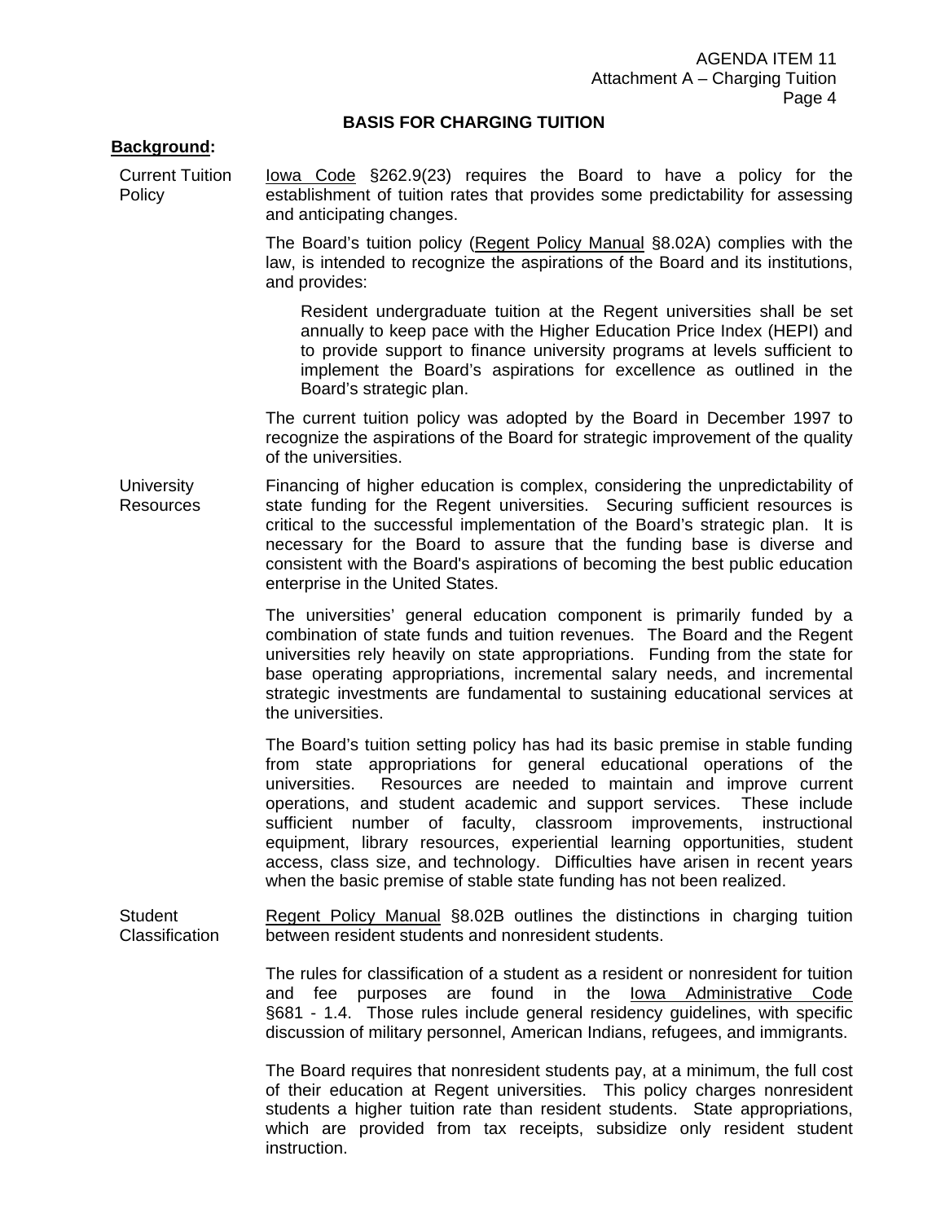## BASIS FOR CHARGING TUITION

**Background:**

**Current Tuition Policy**

Iowa Code §262.9(23) requires the Board to have a policy for the establishment of tuition rates that provides some predictability for assessing and anticipating changes.

The Board's tuition policy (Regent Policy Manual §8.02A) complies with the law, is intended to recognize the aspirations of the Board and its institutions, and provides:

> Resident undergraduate tuition at the Regent universities shall be set annually to keep pace with the Higher Education Price Index (HEPI) and to provide support to finance university programs at levels sufficient to implement the Board's aspirations for excellence as outlined in the Board's strategic plan.

The current tuition policy was adopted by the Board in December 1997 to recognize the aspirations of the Board for strategic improvement of the quality of the universities.

**University Resources**

Financing of higher education is complex, considering the unpredictability of state funding for the Regent universities. Securing sufficient resources is critical to the successful implementation of the Board's strategic plan. It is necessary for the Board to assure that the funding base is diverse and consistent with the Board's aspirations of becoming the best public education enterprise in the United States.

The universities' general education component is primarily funded by a combination of state funds and tuition revenues. The Board and the Regent universities rely heavily on state appropriations. Funding from the state for base operating appropriations, incremental salary needs, and incremental strategic investments are fundamental to sustaining educational services at the universities.

The Board's tuition setting policy has had its basic premise in stable funding from state appropriations for general educational operations of the universities. Resources are needed to maintain and improve current operations, and student academic and support services. These include sufficient number of faculty, classroom improvements, instructional equipment, library resources, experiential learning opportunities, student access, class size, and technology. Difficulties have arisen in recent years when the basic premise of stable state funding has not been realized.

**Student Classification**

Regent Policy Manual §8.02B outlines the distinctions in charging tuition between resident students and nonresident students.

The rules for classification of a student as a resident or nonresident for tuition and fee purposes are found in the Iowa Administrative Code §681 - 1.4. Those rules include general residency guidelines, with specific discussion of military personnel, American Indians, refugees, and immigrants.

The Board requires that nonresident students pay, at a minimum, the full cost of their education at Regent universities. This policy charges nonresident students a higher tuition rate than resident students. State appropriations, which are provided from tax receipts, subsidize only resident student instruction.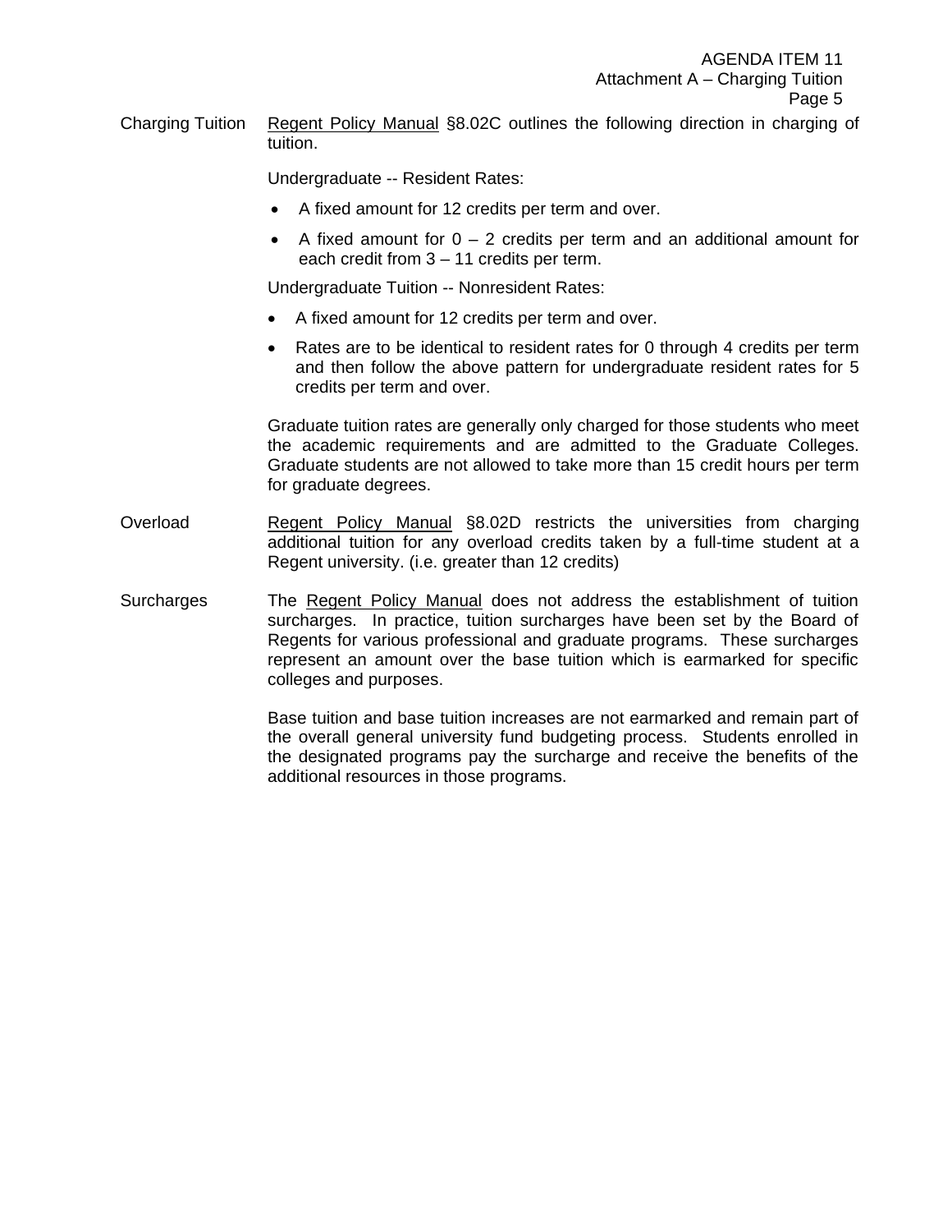**Charging Tuition**

Regent Policy Manual §8.02C outlines the following direction in charging of tuition.

Undergraduate -- Resident Rates:

- A fixed amount for 12 credits per term and over.
- A fixed amount for 0 – 2 credits per term and an additional amount for each credit from 3 – 11 credits per term.

Undergraduate Tuition -- Nonresident Rates:

- A fixed amount for 12 credits per term and over.
- Rates are to be identical to resident rates for 0 through 4 credits per term and then follow the above pattern for undergraduate resident rates for 5 credits per term and over.

Graduate tuition rates are generally only charged for those students who meet the academic requirements and are admitted to the Graduate Colleges. Graduate students are not allowed to take more than 15 credit hours per term for graduate degrees.

**Overload**

Regent Policy Manual §8.02D restricts the universities from charging additional tuition for any overload credits taken by a full-time student at a Regent university. (i.e. greater than 12 credits)

**Surcharges**

The Regent Policy Manual does not address the establishment of tuition surcharges. In practice, tuition surcharges have been set by the Board of Regents for various professional and graduate programs. These surcharges represent an amount over the base tuition which is earmarked for specific colleges and purposes.

Base tuition and base tuition increases are not earmarked and remain part of the overall general university fund budgeting process. Students enrolled in the designated programs pay the surcharge and receive the benefits of the additional resources in those programs.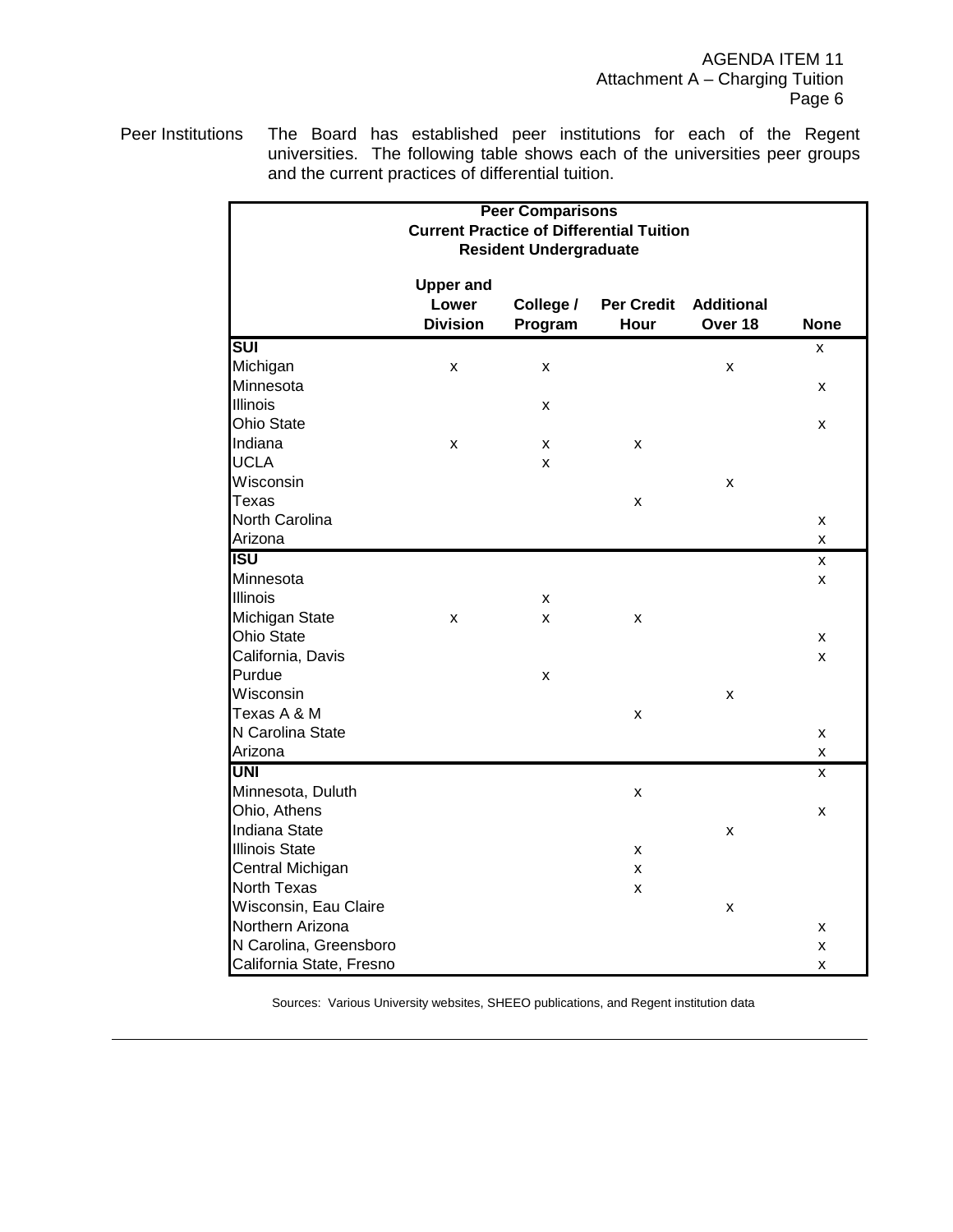**Peer Institutions** The Board has established peer institutions for each of the Regent universities. The following table shows each of the universities peer groups and the current practices of differential tuition.

**Peer Comparisons**
**Current Practice of Differential Tuition**
**Resident Undergraduate**

| | Upper and Lower Division | College / Program | Per Credit Hour | Additional Over 18 | None |
|---|---|---|---|---|---|
| **SUI** | | | | | x |
| Michigan | x | x | | x | |
| Minnesota | | | | | x |
| Illinois | | x | | | |
| Ohio State | | | | | x |
| Indiana | x | x | x | | |
| UCLA | | x | | | |
| Wisconsin | | | | x | |
| Texas | | | x | | |
| North Carolina | | | | | x |
| Arizona | | | | | x |
| **ISU** | | | | | x |
| Minnesota | | | | | x |
| Illinois | | x | | | |
| Michigan State | x | x | x | | |
| Ohio State | | | | | x |
| California, Davis | | | | | x |
| Purdue | | x | | | |
| Wisconsin | | | | x | |
| Texas A & M | | | x | | |
| N Carolina State | | | | | x |
| Arizona | | | | | x |
| **UNI** | | | | | x |
| Minnesota, Duluth | | | x | | |
| Ohio, Athens | | | | | x |
| Indiana State | | | | x | |
| Illinois State | | | x | | |
| Central Michigan | | | x | | |
| North Texas | | | x | | |
| Wisconsin, Eau Claire | | | | x | |
| Northern Arizona | | | | | x |
| N Carolina, Greensboro | | | | | x |
| California State, Fresno | | | | | x |

Sources: Various University websites, SHEEO publications, and Regent institution data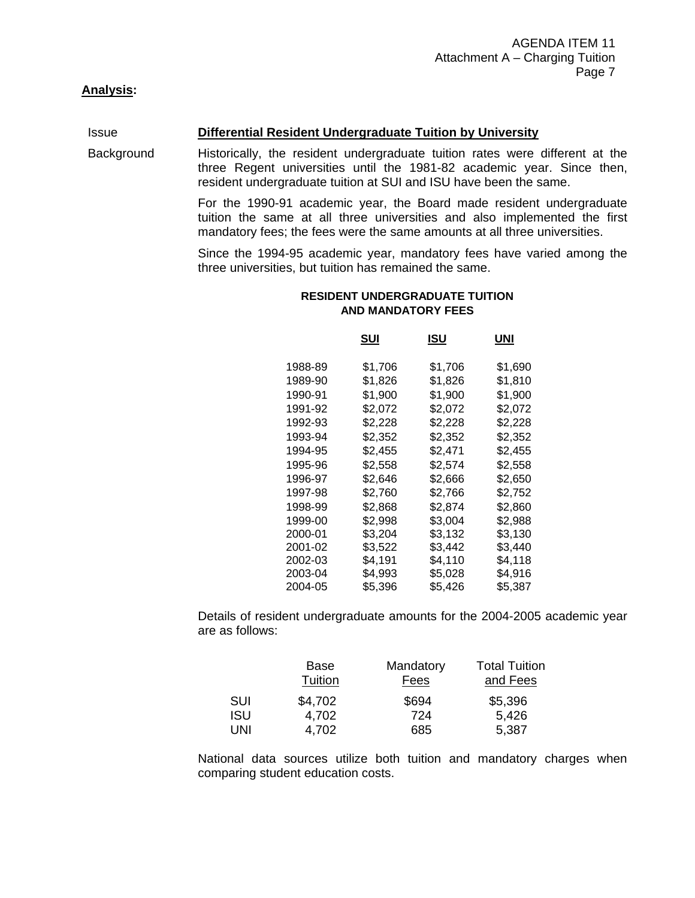**Analysis:**

Issue **Differential Resident Undergraduate Tuition by University**

Background Historically, the resident undergraduate tuition rates were different at the three Regent universities until the 1981-82 academic year. Since then, resident undergraduate tuition at SUI and ISU have been the same.

For the 1990-91 academic year, the Board made resident undergraduate tuition the same at all three universities and also implemented the first mandatory fees; the fees were the same amounts at all three universities.

Since the 1994-95 academic year, mandatory fees have varied among the three universities, but tuition has remained the same.

**RESIDENT UNDERGRADUATE TUITION AND MANDATORY FEES**

| | SUI | ISU | UNI |
|---|---|---|---|
| 1988-89 | $1,706 | $1,706 | $1,690 |
| 1989-90 | $1,826 | $1,826 | $1,810 |
| 1990-91 | $1,900 | $1,900 | $1,900 |
| 1991-92 | $2,072 | $2,072 | $2,072 |
| 1992-93 | $2,228 | $2,228 | $2,228 |
| 1993-94 | $2,352 | $2,352 | $2,352 |
| 1994-95 | $2,455 | $2,471 | $2,455 |
| 1995-96 | $2,558 | $2,574 | $2,558 |
| 1996-97 | $2,646 | $2,666 | $2,650 |
| 1997-98 | $2,760 | $2,766 | $2,752 |
| 1998-99 | $2,868 | $2,874 | $2,860 |
| 1999-00 | $2,998 | $3,004 | $2,988 |
| 2000-01 | $3,204 | $3,132 | $3,130 |
| 2001-02 | $3,522 | $3,442 | $3,440 |
| 2002-03 | $4,191 | $4,110 | $4,118 |
| 2003-04 | $4,993 | $5,028 | $4,916 |
| 2004-05 | $5,396 | $5,426 | $5,387 |

Details of resident undergraduate amounts for the 2004-2005 academic year are as follows:

| | Base Tuition | Mandatory Fees | Total Tuition and Fees |
|---|---|---|---|
| SUI | $4,702 | $694 | $5,396 |
| ISU | 4,702 | 724 | 5,426 |
| UNI | 4,702 | 685 | 5,387 |

National data sources utilize both tuition and mandatory charges when comparing student education costs.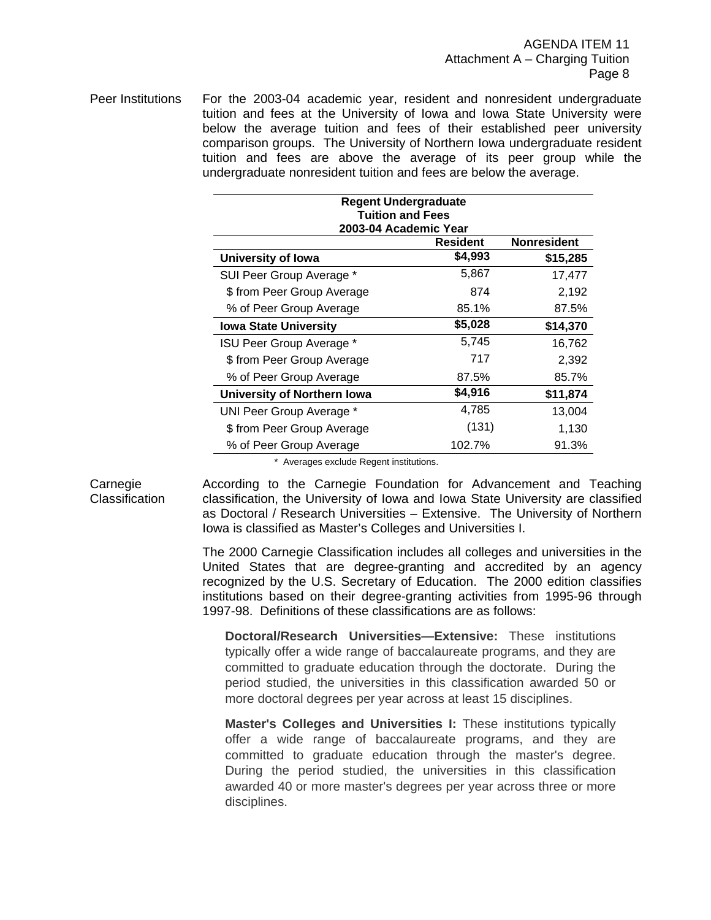**Peer Institutions**

For the 2003-04 academic year, resident and nonresident undergraduate tuition and fees at the University of Iowa and Iowa State University were below the average tuition and fees of their established peer university comparison groups. The University of Northern Iowa undergraduate resident tuition and fees are above the average of its peer group while the undergraduate nonresident tuition and fees are below the average.

| Regent Undergraduate Tuition and Fees 2003-04 Academic Year | | |
|---|---|---|
| | **Resident** | **Nonresident** |
| **University of Iowa** | **$4,993** | **$15,285** |
| SUI Peer Group Average * | 5,867 | 17,477 |
| $ from Peer Group Average | 874 | 2,192 |
| % of Peer Group Average | 85.1% | 87.5% |
| **Iowa State University** | **$5,028** | **$14,370** |
| ISU Peer Group Average * | 5,745 | 16,762 |
| $ from Peer Group Average | 717 | 2,392 |
| % of Peer Group Average | 87.5% | 85.7% |
| **University of Northern Iowa** | **$4,916** | **$11,874** |
| UNI Peer Group Average * | 4,785 | 13,004 |
| $ from Peer Group Average | (131) | 1,130 |
| % of Peer Group Average | 102.7% | 91.3% |

\* Averages exclude Regent institutions.

**Carnegie Classification**

According to the Carnegie Foundation for Advancement and Teaching classification, the University of Iowa and Iowa State University are classified as Doctoral / Research Universities – Extensive. The University of Northern Iowa is classified as Master's Colleges and Universities I.

The 2000 Carnegie Classification includes all colleges and universities in the United States that are degree-granting and accredited by an agency recognized by the U.S. Secretary of Education. The 2000 edition classifies institutions based on their degree-granting activities from 1995-96 through 1997-98. Definitions of these classifications are as follows:

> **Doctoral/Research Universities—Extensive:** These institutions typically offer a wide range of baccalaureate programs, and they are committed to graduate education through the doctorate. During the period studied, the universities in this classification awarded 50 or more doctoral degrees per year across at least 15 disciplines.

> **Master's Colleges and Universities I:** These institutions typically offer a wide range of baccalaureate programs, and they are committed to graduate education through the master's degree. During the period studied, the universities in this classification awarded 40 or more master's degrees per year across three or more disciplines.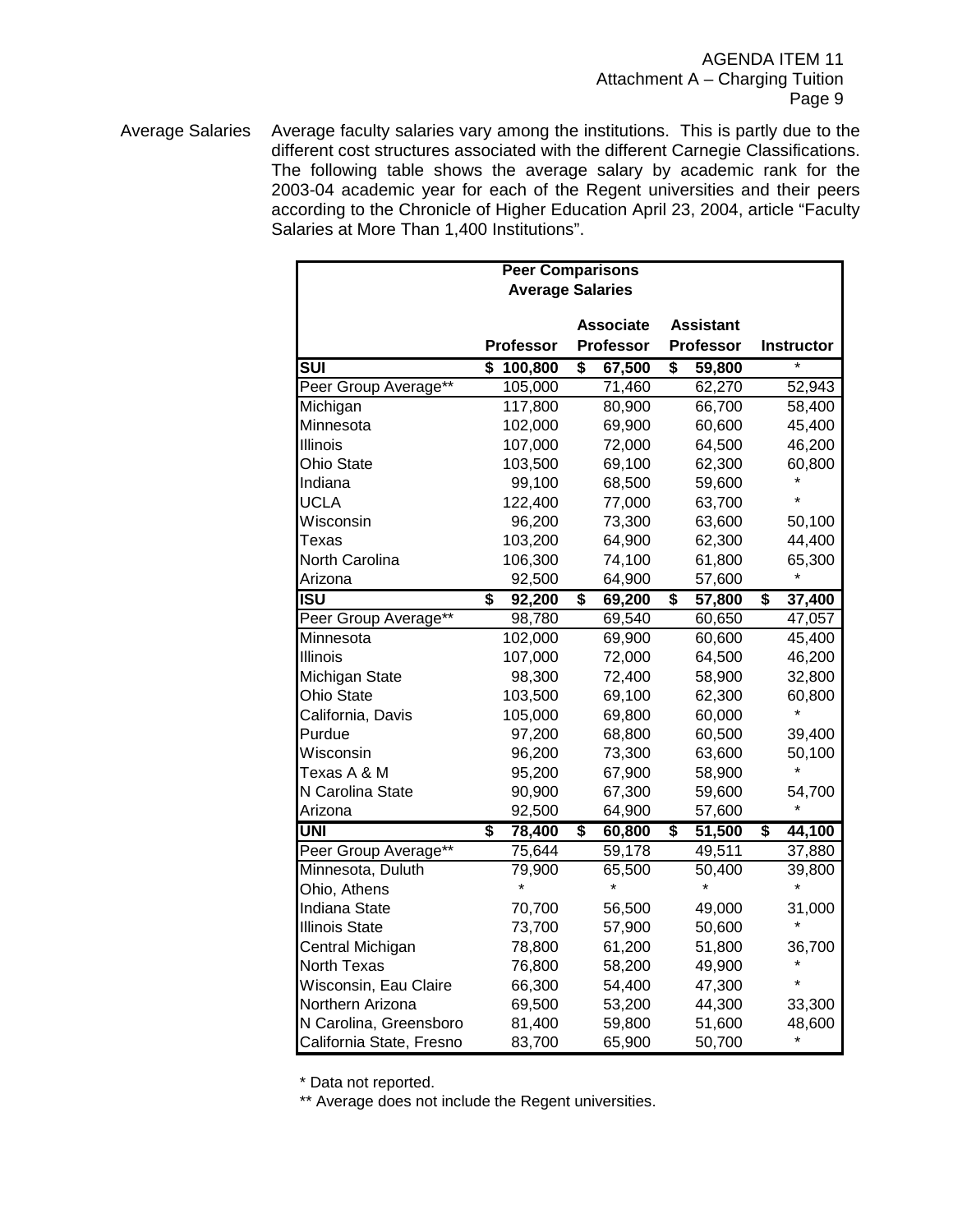Average Salaries

Average faculty salaries vary among the institutions. This is partly due to the different cost structures associated with the different Carnegie Classifications. The following table shows the average salary by academic rank for the 2003-04 academic year for each of the Regent universities and their peers according to the Chronicle of Higher Education April 23, 2004, article "Faculty Salaries at More Than 1,400 Institutions".

**Peer Comparisons**
**Average Salaries**

| | Professor | Associate Professor | Assistant Professor | Instructor |
|---|---|---|---|---|
| **SUI** | **$ 100,800** | **$ 67,500** | **$ 59,800** | * |
| Peer Group Average** | 105,000 | 71,460 | 62,270 | 52,943 |
| Michigan | 117,800 | 80,900 | 66,700 | 58,400 |
| Minnesota | 102,000 | 69,900 | 60,600 | 45,400 |
| Illinois | 107,000 | 72,000 | 64,500 | 46,200 |
| Ohio State | 103,500 | 69,100 | 62,300 | 60,800 |
| Indiana | 99,100 | 68,500 | 59,600 | * |
| UCLA | 122,400 | 77,000 | 63,700 | * |
| Wisconsin | 96,200 | 73,300 | 63,600 | 50,100 |
| Texas | 103,200 | 64,900 | 62,300 | 44,400 |
| North Carolina | 106,300 | 74,100 | 61,800 | 65,300 |
| Arizona | 92,500 | 64,900 | 57,600 | * |
| **ISU** | **$ 92,200** | **$ 69,200** | **$ 57,800** | **$ 37,400** |
| Peer Group Average** | 98,780 | 69,540 | 60,650 | 47,057 |
| Minnesota | 102,000 | 69,900 | 60,600 | 45,400 |
| Illinois | 107,000 | 72,000 | 64,500 | 46,200 |
| Michigan State | 98,300 | 72,400 | 58,900 | 32,800 |
| Ohio State | 103,500 | 69,100 | 62,300 | 60,800 |
| California, Davis | 105,000 | 69,800 | 60,000 | * |
| Purdue | 97,200 | 68,800 | 60,500 | 39,400 |
| Wisconsin | 96,200 | 73,300 | 63,600 | 50,100 |
| Texas A & M | 95,200 | 67,900 | 58,900 | * |
| N Carolina State | 90,900 | 67,300 | 59,600 | 54,700 |
| Arizona | 92,500 | 64,900 | 57,600 | * |
| **UNI** | **$ 78,400** | **$ 60,800** | **$ 51,500** | **$ 44,100** |
| Peer Group Average** | 75,644 | 59,178 | 49,511 | 37,880 |
| Minnesota, Duluth | 79,900 | 65,500 | 50,400 | 39,800 |
| Ohio, Athens | * | * | * | * |
| Indiana State | 70,700 | 56,500 | 49,000 | 31,000 |
| Illinois State | 73,700 | 57,900 | 50,600 | * |
| Central Michigan | 78,800 | 61,200 | 51,800 | 36,700 |
| North Texas | 76,800 | 58,200 | 49,900 | * |
| Wisconsin, Eau Claire | 66,300 | 54,400 | 47,300 | * |
| Northern Arizona | 69,500 | 53,200 | 44,300 | 33,300 |
| N Carolina, Greensboro | 81,400 | 59,800 | 51,600 | 48,600 |
| California State, Fresno | 83,700 | 65,900 | 50,700 | * |

* Data not reported.

** Average does not include the Regent universities.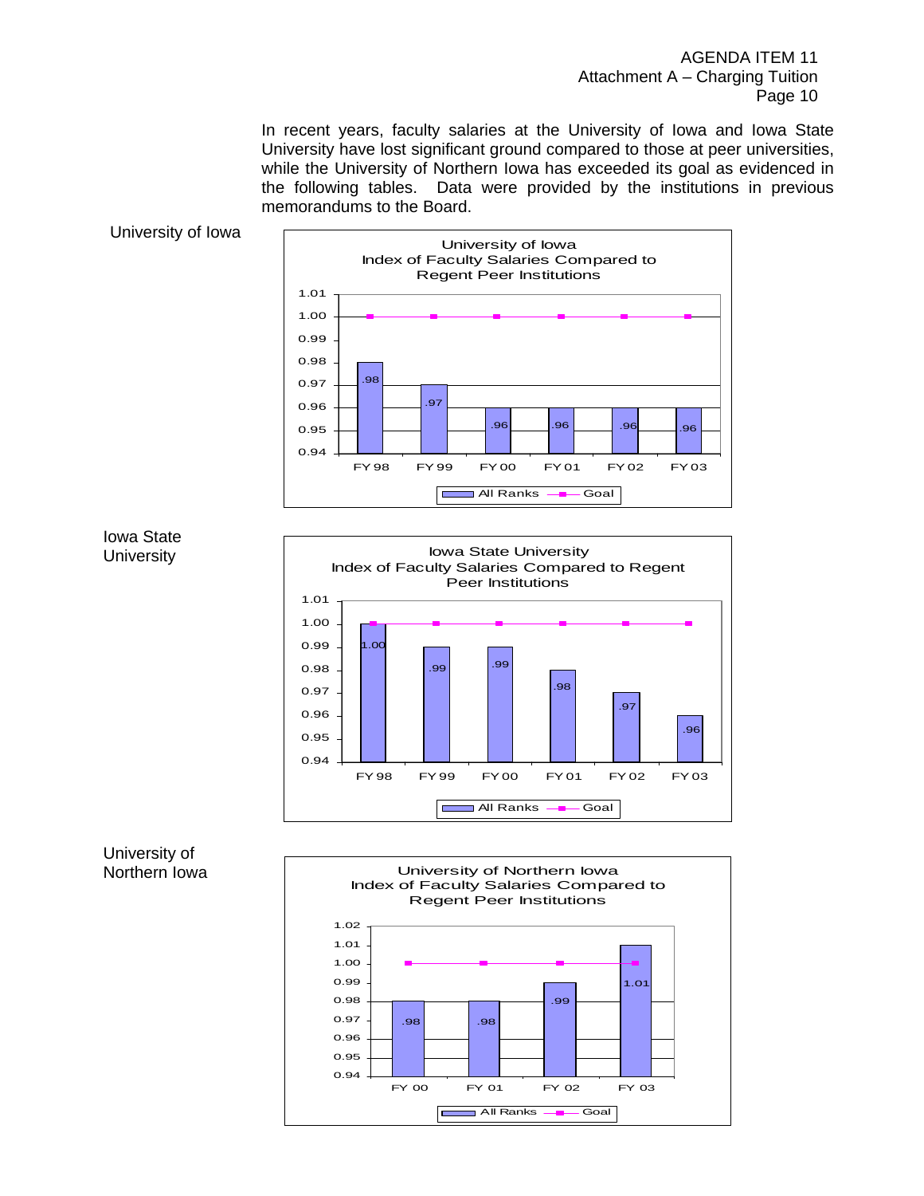In recent years, faculty salaries at the University of Iowa and Iowa State University have lost significant ground compared to those at peer universities, while the University of Northern Iowa has exceeded its goal as evidenced in the following tables. Data were provided by the institutions in previous memorandums to the Board.

University of Iowa

**University of Iowa Index of Faculty Salaries Compared to Regent Peer Institutions**

| | FY 98 | FY 99 | FY 00 | FY 01 | FY 02 | FY 03 |
|---|---|---|---|---|---|---|
| All Ranks | .98 | .97 | .96 | .96 | .96 | .96 |
| Goal | 1.00 | 1.00 | 1.00 | 1.00 | 1.00 | 1.00 |

Iowa State University

**Iowa State University Index of Faculty Salaries Compared to Regent Peer Institutions**

| | FY 98 | FY 99 | FY 00 | FY 01 | FY 02 | FY 03 |
|---|---|---|---|---|---|---|
| All Ranks | 1.00 | .99 | .99 | .98 | .97 | .96 |
| Goal | 1.00 | 1.00 | 1.00 | 1.00 | 1.00 | 1.00 |

University of Northern Iowa

**University of Northern Iowa Index of Faculty Salaries Compared to Regent Peer Institutions**

| | FY 00 | FY 01 | FY 02 | FY 03 |
|---|---|---|---|---|
| All Ranks | .98 | .98 | .99 | 1.01 |
| Goal | 1.00 | 1.00 | 1.00 | 1.00 |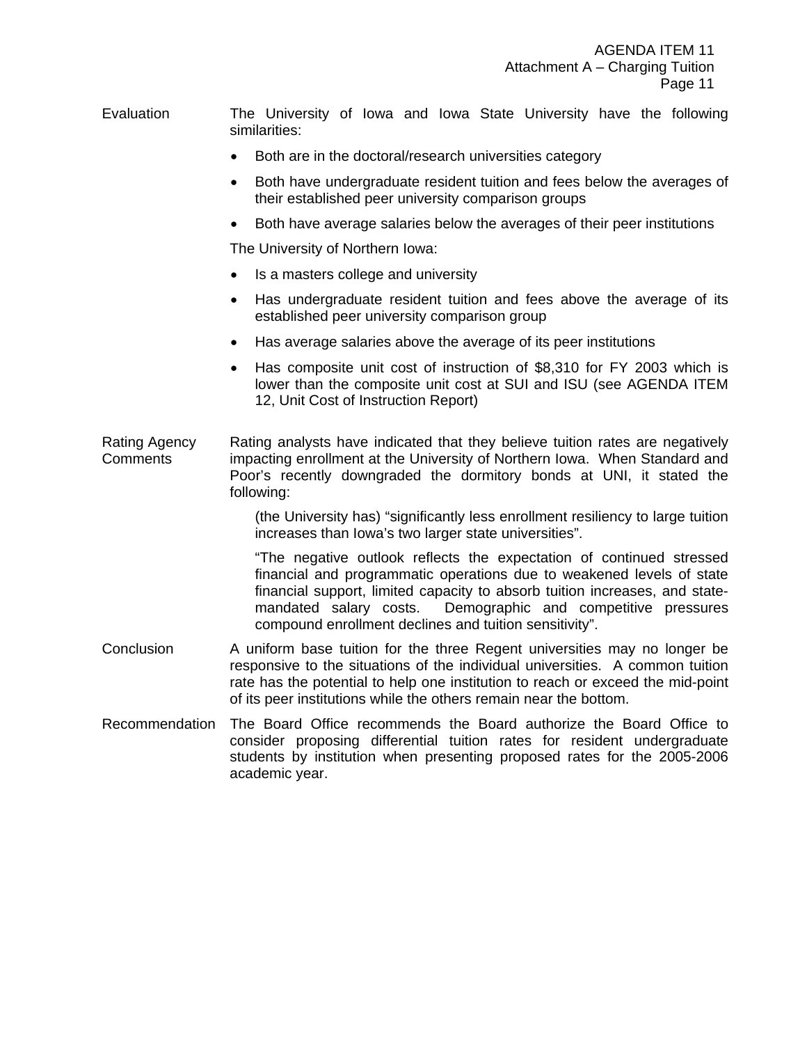**Evaluation**

The University of Iowa and Iowa State University have the following similarities:

- Both are in the doctoral/research universities category
- Both have undergraduate resident tuition and fees below the averages of their established peer university comparison groups
- Both have average salaries below the averages of their peer institutions

The University of Northern Iowa:

- Is a masters college and university
- Has undergraduate resident tuition and fees above the average of its established peer university comparison group
- Has average salaries above the average of its peer institutions
- Has composite unit cost of instruction of $8,310 for FY 2003 which is lower than the composite unit cost at SUI and ISU (see AGENDA ITEM 12, Unit Cost of Instruction Report)

**Rating Agency Comments**

Rating analysts have indicated that they believe tuition rates are negatively impacting enrollment at the University of Northern Iowa. When Standard and Poor's recently downgraded the dormitory bonds at UNI, it stated the following:

> (the University has) "significantly less enrollment resiliency to large tuition increases than Iowa's two larger state universities".
>
> "The negative outlook reflects the expectation of continued stressed financial and programmatic operations due to weakened levels of state financial support, limited capacity to absorb tuition increases, and state-mandated salary costs. Demographic and competitive pressures compound enrollment declines and tuition sensitivity".

**Conclusion**

A uniform base tuition for the three Regent universities may no longer be responsive to the situations of the individual universities. A common tuition rate has the potential to help one institution to reach or exceed the mid-point of its peer institutions while the others remain near the bottom.

**Recommendation**

The Board Office recommends the Board authorize the Board Office to consider proposing differential tuition rates for resident undergraduate students by institution when presenting proposed rates for the 2005-2006 academic year.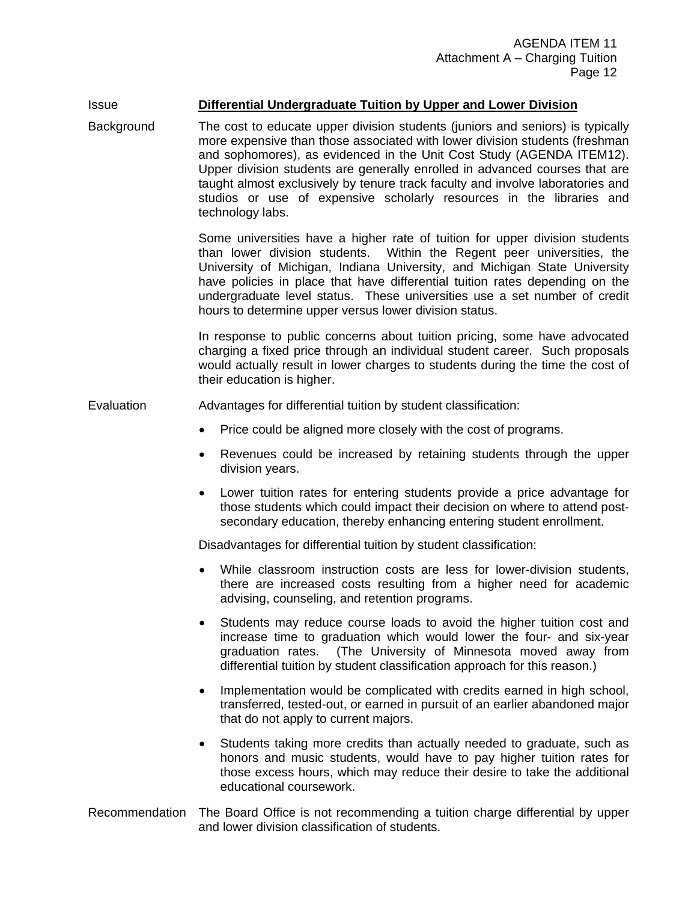Issue **<u>Differential Undergraduate Tuition by Upper and Lower Division</u>**

Background

The cost to educate upper division students (juniors and seniors) is typically more expensive than those associated with lower division students (freshman and sophomores), as evidenced in the Unit Cost Study (AGENDA ITEM12). Upper division students are generally enrolled in advanced courses that are taught almost exclusively by tenure track faculty and involve laboratories and studios or use of expensive scholarly resources in the libraries and technology labs.

Some universities have a higher rate of tuition for upper division students than lower division students. Within the Regent peer universities, the University of Michigan, Indiana University, and Michigan State University have policies in place that have differential tuition rates depending on the undergraduate level status. These universities use a set number of credit hours to determine upper versus lower division status.

In response to public concerns about tuition pricing, some have advocated charging a fixed price through an individual student career. Such proposals would actually result in lower charges to students during the time the cost of their education is higher.

Evaluation

Advantages for differential tuition by student classification:

- Price could be aligned more closely with the cost of programs.
- Revenues could be increased by retaining students through the upper division years.
- Lower tuition rates for entering students provide a price advantage for those students which could impact their decision on where to attend post-secondary education, thereby enhancing entering student enrollment.

Disadvantages for differential tuition by student classification:

- While classroom instruction costs are less for lower-division students, there are increased costs resulting from a higher need for academic advising, counseling, and retention programs.
- Students may reduce course loads to avoid the higher tuition cost and increase time to graduation which would lower the four- and six-year graduation rates. (The University of Minnesota moved away from differential tuition by student classification approach for this reason.)
- Implementation would be complicated with credits earned in high school, transferred, tested-out, or earned in pursuit of an earlier abandoned major that do not apply to current majors.
- Students taking more credits than actually needed to graduate, such as honors and music students, would have to pay higher tuition rates for those excess hours, which may reduce their desire to take the additional educational coursework.

Recommendation

The Board Office is not recommending a tuition charge differential by upper and lower division classification of students.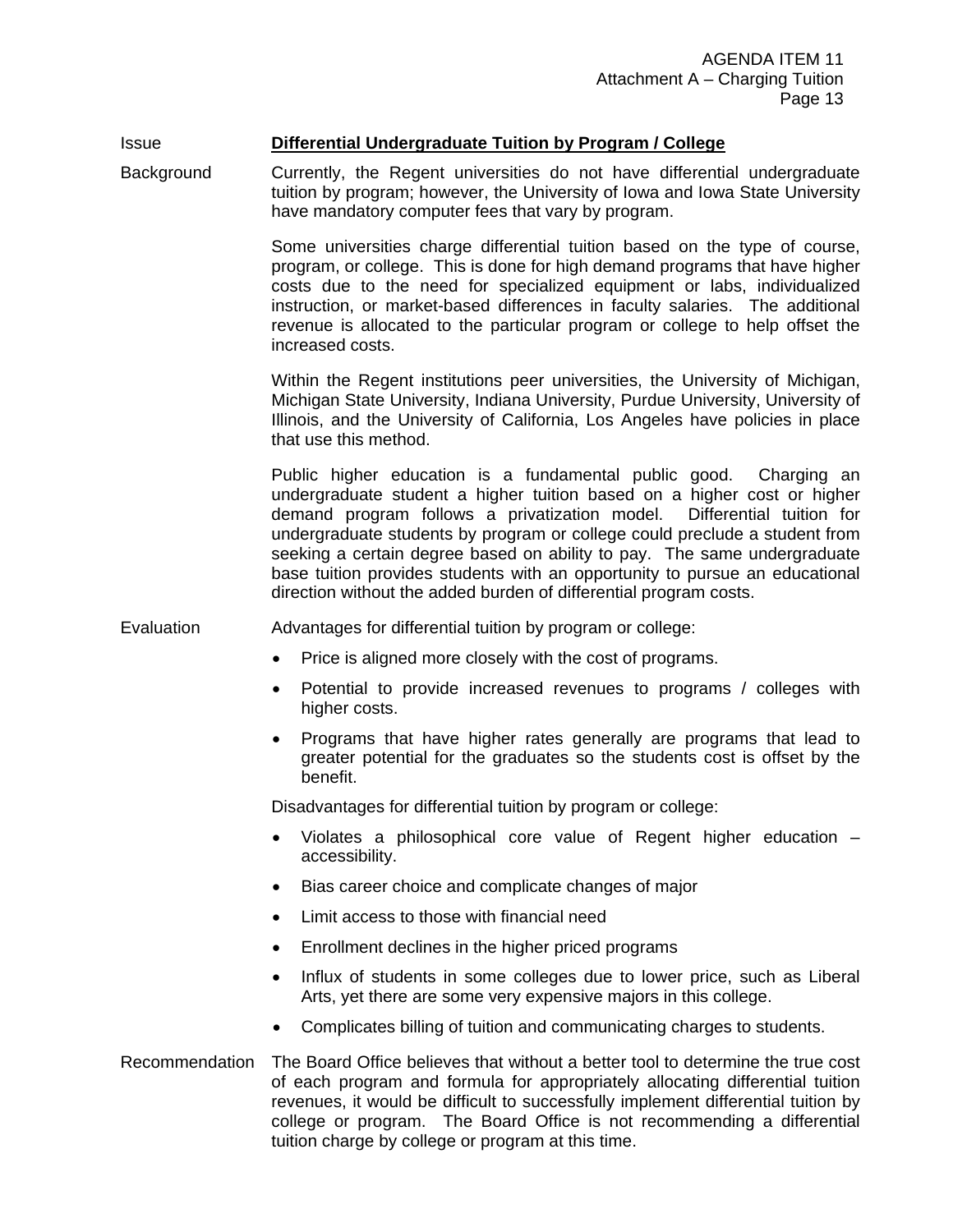Issue **Differential Undergraduate Tuition by Program / College**

Background

Currently, the Regent universities do not have differential undergraduate tuition by program; however, the University of Iowa and Iowa State University have mandatory computer fees that vary by program.

Some universities charge differential tuition based on the type of course, program, or college. This is done for high demand programs that have higher costs due to the need for specialized equipment or labs, individualized instruction, or market-based differences in faculty salaries. The additional revenue is allocated to the particular program or college to help offset the increased costs.

Within the Regent institutions peer universities, the University of Michigan, Michigan State University, Indiana University, Purdue University, University of Illinois, and the University of California, Los Angeles have policies in place that use this method.

Public higher education is a fundamental public good. Charging an undergraduate student a higher tuition based on a higher cost or higher demand program follows a privatization model. Differential tuition for undergraduate students by program or college could preclude a student from seeking a certain degree based on ability to pay. The same undergraduate base tuition provides students with an opportunity to pursue an educational direction without the added burden of differential program costs.

Evaluation

Advantages for differential tuition by program or college:

- Price is aligned more closely with the cost of programs.
- Potential to provide increased revenues to programs / colleges with higher costs.
- Programs that have higher rates generally are programs that lead to greater potential for the graduates so the students cost is offset by the benefit.

Disadvantages for differential tuition by program or college:

- Violates a philosophical core value of Regent higher education – accessibility.
- Bias career choice and complicate changes of major
- Limit access to those with financial need
- Enrollment declines in the higher priced programs
- Influx of students in some colleges due to lower price, such as Liberal Arts, yet there are some very expensive majors in this college.
- Complicates billing of tuition and communicating charges to students.

Recommendation

The Board Office believes that without a better tool to determine the true cost of each program and formula for appropriately allocating differential tuition revenues, it would be difficult to successfully implement differential tuition by college or program. The Board Office is not recommending a differential tuition charge by college or program at this time.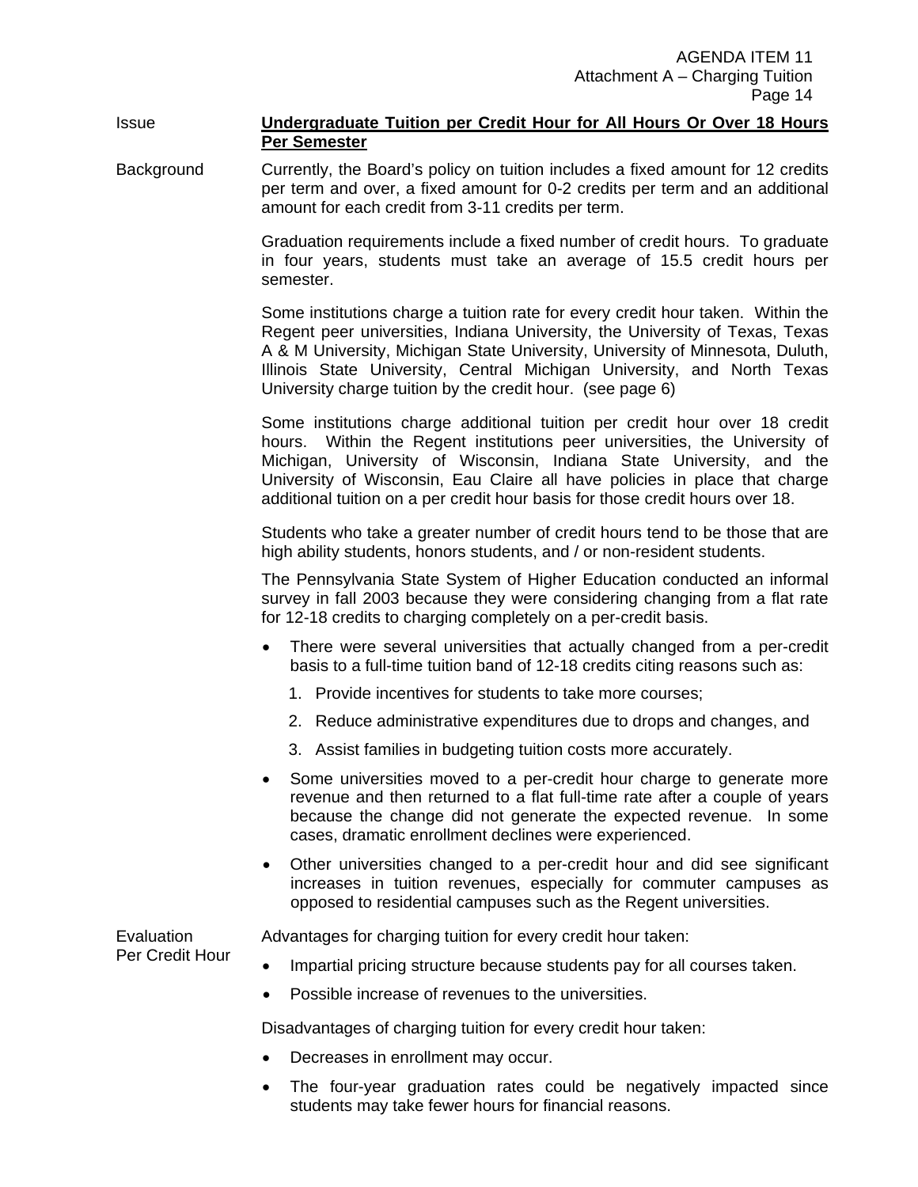Issue **Undergraduate Tuition per Credit Hour for All Hours Or Over 18 Hours Per Semester**

Background

Currently, the Board's policy on tuition includes a fixed amount for 12 credits per term and over, a fixed amount for 0-2 credits per term and an additional amount for each credit from 3-11 credits per term.

Graduation requirements include a fixed number of credit hours. To graduate in four years, students must take an average of 15.5 credit hours per semester.

Some institutions charge a tuition rate for every credit hour taken. Within the Regent peer universities, Indiana University, the University of Texas, Texas A & M University, Michigan State University, University of Minnesota, Duluth, Illinois State University, Central Michigan University, and North Texas University charge tuition by the credit hour. (see page 6)

Some institutions charge additional tuition per credit hour over 18 credit hours. Within the Regent institutions peer universities, the University of Michigan, University of Wisconsin, Indiana State University, and the University of Wisconsin, Eau Claire all have policies in place that charge additional tuition on a per credit hour basis for those credit hours over 18.

Students who take a greater number of credit hours tend to be those that are high ability students, honors students, and / or non-resident students.

The Pennsylvania State System of Higher Education conducted an informal survey in fall 2003 because they were considering changing from a flat rate for 12-18 credits to charging completely on a per-credit basis.

- There were several universities that actually changed from a per-credit basis to a full-time tuition band of 12-18 credits citing reasons such as:
  1. Provide incentives for students to take more courses;
  2. Reduce administrative expenditures due to drops and changes, and
  3. Assist families in budgeting tuition costs more accurately.
- Some universities moved to a per-credit hour charge to generate more revenue and then returned to a flat full-time rate after a couple of years because the change did not generate the expected revenue. In some cases, dramatic enrollment declines were experienced.
- Other universities changed to a per-credit hour and did see significant increases in tuition revenues, especially for commuter campuses as opposed to residential campuses such as the Regent universities.

Evaluation Per Credit Hour

Advantages for charging tuition for every credit hour taken:

- Impartial pricing structure because students pay for all courses taken.
- Possible increase of revenues to the universities.

Disadvantages of charging tuition for every credit hour taken:

- Decreases in enrollment may occur.
- The four-year graduation rates could be negatively impacted since students may take fewer hours for financial reasons.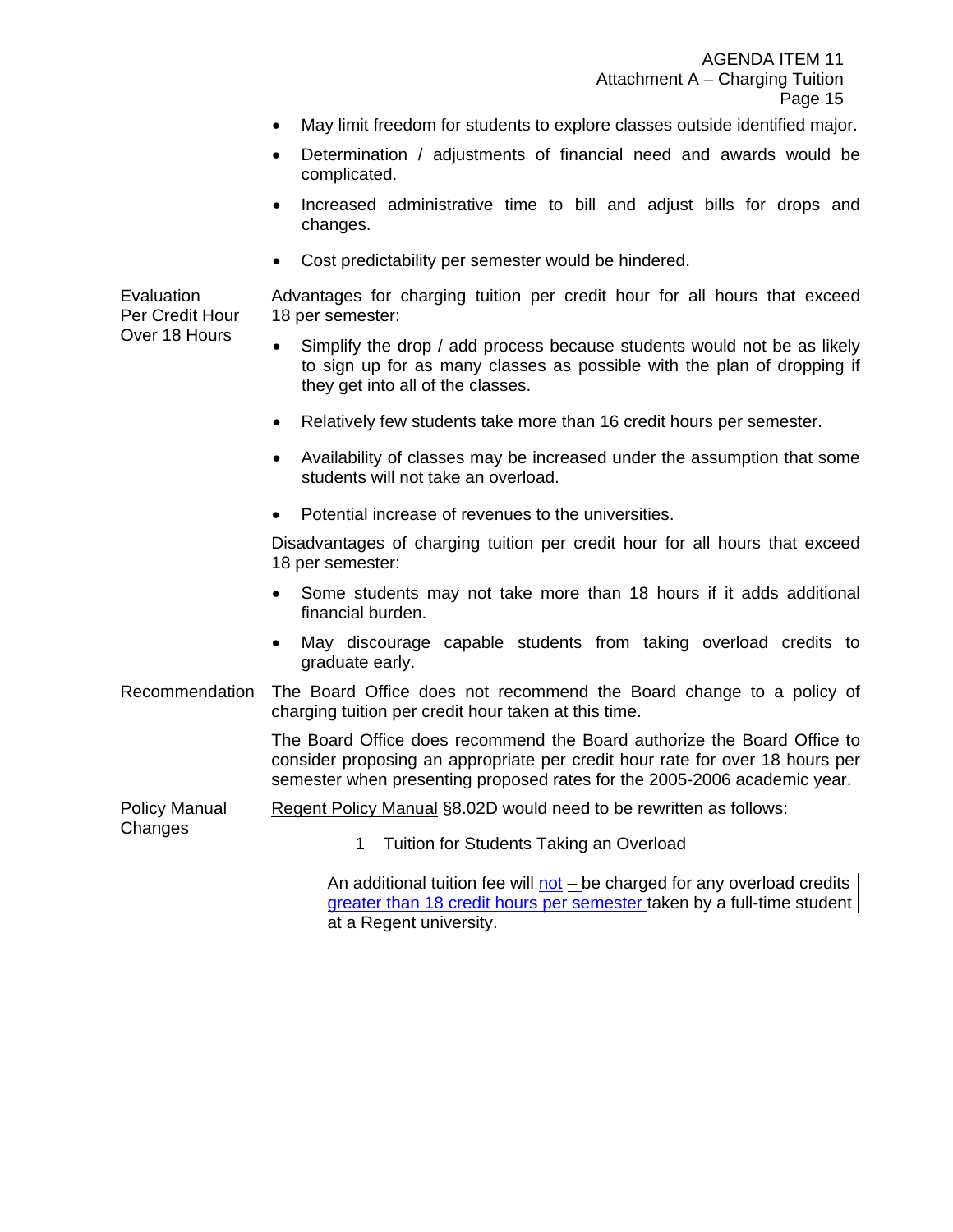- May limit freedom for students to explore classes outside identified major.
- Determination / adjustments of financial need and awards would be complicated.
- Increased administrative time to bill and adjust bills for drops and changes.
- Cost predictability per semester would be hindered.

**Evaluation Per Credit Hour Over 18 Hours**

Advantages for charging tuition per credit hour for all hours that exceed 18 per semester:

- Simplify the drop / add process because students would not be as likely to sign up for as many classes as possible with the plan of dropping if they get into all of the classes.
- Relatively few students take more than 16 credit hours per semester.
- Availability of classes may be increased under the assumption that some students will not take an overload.
- Potential increase of revenues to the universities.

Disadvantages of charging tuition per credit hour for all hours that exceed 18 per semester:

- Some students may not take more than 18 hours if it adds additional financial burden.
- May discourage capable students from taking overload credits to graduate early.

**Recommendation**

The Board Office does not recommend the Board change to a policy of charging tuition per credit hour taken at this time.

The Board Office does recommend the Board authorize the Board Office to consider proposing an appropriate per credit hour rate for over 18 hours per semester when presenting proposed rates for the 2005-2006 academic year.

**Policy Manual Changes**

Regent Policy Manual §8.02D would need to be rewritten as follows:

1 Tuition for Students Taking an Overload

An additional tuition fee will ~~not~~ be charged for any overload credits greater than 18 credit hours per semester taken by a full-time student at a Regent university.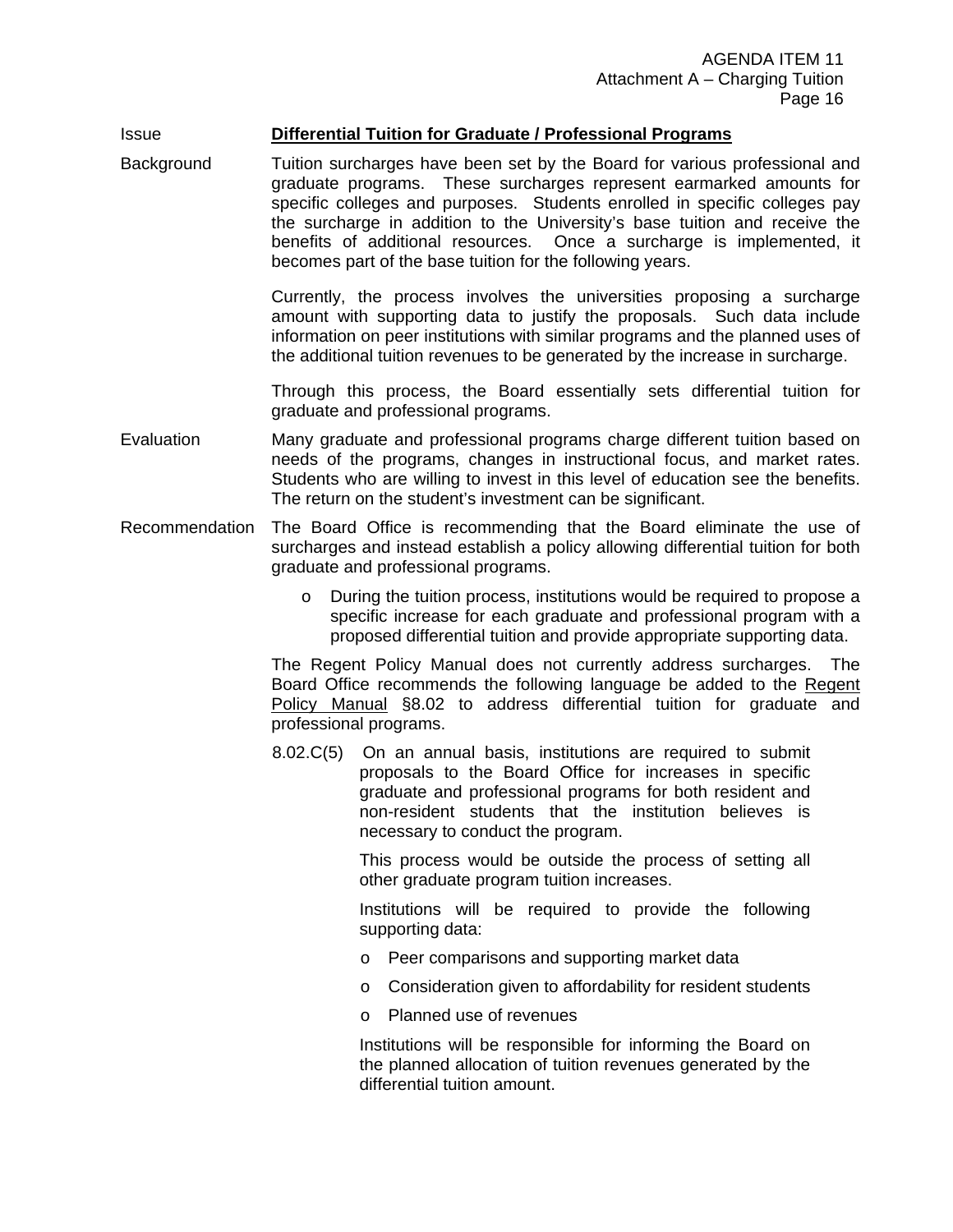Issue **<u>Differential Tuition for Graduate / Professional Programs</u>**

Background

Tuition surcharges have been set by the Board for various professional and graduate programs. These surcharges represent earmarked amounts for specific colleges and purposes. Students enrolled in specific colleges pay the surcharge in addition to the University's base tuition and receive the benefits of additional resources. Once a surcharge is implemented, it becomes part of the base tuition for the following years.

Currently, the process involves the universities proposing a surcharge amount with supporting data to justify the proposals. Such data include information on peer institutions with similar programs and the planned uses of the additional tuition revenues to be generated by the increase in surcharge.

Through this process, the Board essentially sets differential tuition for graduate and professional programs.

Evaluation

Many graduate and professional programs charge different tuition based on needs of the programs, changes in instructional focus, and market rates. Students who are willing to invest in this level of education see the benefits. The return on the student's investment can be significant.

Recommendation

The Board Office is recommending that the Board eliminate the use of surcharges and instead establish a policy allowing differential tuition for both graduate and professional programs.

- During the tuition process, institutions would be required to propose a specific increase for each graduate and professional program with a proposed differential tuition and provide appropriate supporting data.

The Regent Policy Manual does not currently address surcharges. The Board Office recommends the following language be added to the <u>Regent Policy Manual</u> §8.02 to address differential tuition for graduate and professional programs.

8.02.C(5) On an annual basis, institutions are required to submit proposals to the Board Office for increases in specific graduate and professional programs for both resident and non-resident students that the institution believes is necessary to conduct the program.

This process would be outside the process of setting all other graduate program tuition increases.

Institutions will be required to provide the following supporting data:

- Peer comparisons and supporting market data
- Consideration given to affordability for resident students
- Planned use of revenues

Institutions will be responsible for informing the Board on the planned allocation of tuition revenues generated by the differential tuition amount.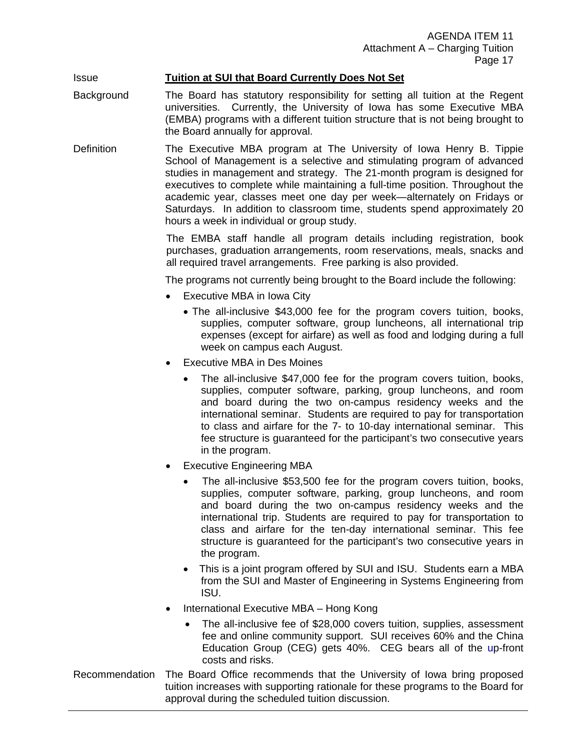**Issue** — **Tuition at SUI that Board Currently Does Not Set**

**Background** — The Board has statutory responsibility for setting all tuition at the Regent universities. Currently, the University of Iowa has some Executive MBA (EMBA) programs with a different tuition structure that is not being brought to the Board annually for approval.

**Definition** — The Executive MBA program at The University of Iowa Henry B. Tippie School of Management is a selective and stimulating program of advanced studies in management and strategy. The 21-month program is designed for executives to complete while maintaining a full-time position. Throughout the academic year, classes meet one day per week—alternately on Fridays or Saturdays. In addition to classroom time, students spend approximately 20 hours a week in individual or group study.

The EMBA staff handle all program details including registration, book purchases, graduation arrangements, room reservations, meals, snacks and all required travel arrangements. Free parking is also provided.

The programs not currently being brought to the Board include the following:

- Executive MBA in Iowa City
  - The all-inclusive $43,000 fee for the program covers tuition, books, supplies, computer software, group luncheons, all international trip expenses (except for airfare) as well as food and lodging during a full week on campus each August.
- Executive MBA in Des Moines
  - The all-inclusive $47,000 fee for the program covers tuition, books, supplies, computer software, parking, group luncheons, and room and board during the two on-campus residency weeks and the international seminar. Students are required to pay for transportation to class and airfare for the 7- to 10-day international seminar. This fee structure is guaranteed for the participant's two consecutive years in the program.
- Executive Engineering MBA
  - The all-inclusive $53,500 fee for the program covers tuition, books, supplies, computer software, parking, group luncheons, and room and board during the two on-campus residency weeks and the international trip. Students are required to pay for transportation to class and airfare for the ten-day international seminar. This fee structure is guaranteed for the participant's two consecutive years in the program.
  - This is a joint program offered by SUI and ISU. Students earn a MBA from the SUI and Master of Engineering in Systems Engineering from ISU.
- International Executive MBA – Hong Kong
  - The all-inclusive fee of $28,000 covers tuition, supplies, assessment fee and online community support. SUI receives 60% and the China Education Group (CEG) gets 40%. CEG bears all of the up-front costs and risks.

**Recommendation** — The Board Office recommends that the University of Iowa bring proposed tuition increases with supporting rationale for these programs to the Board for approval during the scheduled tuition discussion.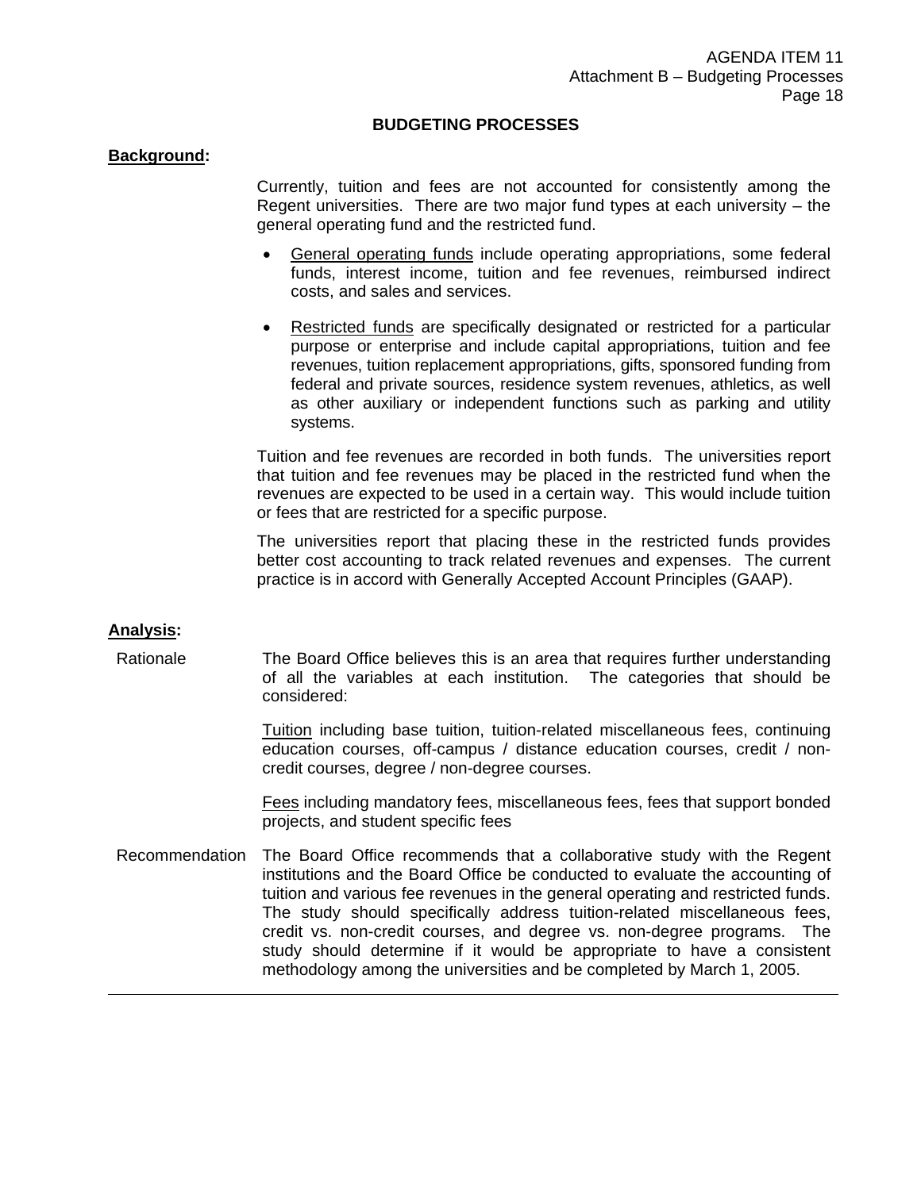## BUDGETING PROCESSES

**Background:**

Currently, tuition and fees are not accounted for consistently among the Regent universities. There are two major fund types at each university – the general operating fund and the restricted fund.

- General operating funds include operating appropriations, some federal funds, interest income, tuition and fee revenues, reimbursed indirect costs, and sales and services.
- Restricted funds are specifically designated or restricted for a particular purpose or enterprise and include capital appropriations, tuition and fee revenues, tuition replacement appropriations, gifts, sponsored funding from federal and private sources, residence system revenues, athletics, as well as other auxiliary or independent functions such as parking and utility systems.

Tuition and fee revenues are recorded in both funds. The universities report that tuition and fee revenues may be placed in the restricted fund when the revenues are expected to be used in a certain way. This would include tuition or fees that are restricted for a specific purpose.

The universities report that placing these in the restricted funds provides better cost accounting to track related revenues and expenses. The current practice is in accord with Generally Accepted Account Principles (GAAP).

**Analysis:**

Rationale

The Board Office believes this is an area that requires further understanding of all the variables at each institution. The categories that should be considered:

Tuition including base tuition, tuition-related miscellaneous fees, continuing education courses, off-campus / distance education courses, credit / non-credit courses, degree / non-degree courses.

Fees including mandatory fees, miscellaneous fees, fees that support bonded projects, and student specific fees

Recommendation

The Board Office recommends that a collaborative study with the Regent institutions and the Board Office be conducted to evaluate the accounting of tuition and various fee revenues in the general operating and restricted funds. The study should specifically address tuition-related miscellaneous fees, credit vs. non-credit courses, and degree vs. non-degree programs. The study should determine if it would be appropriate to have a consistent methodology among the universities and be completed by March 1, 2005.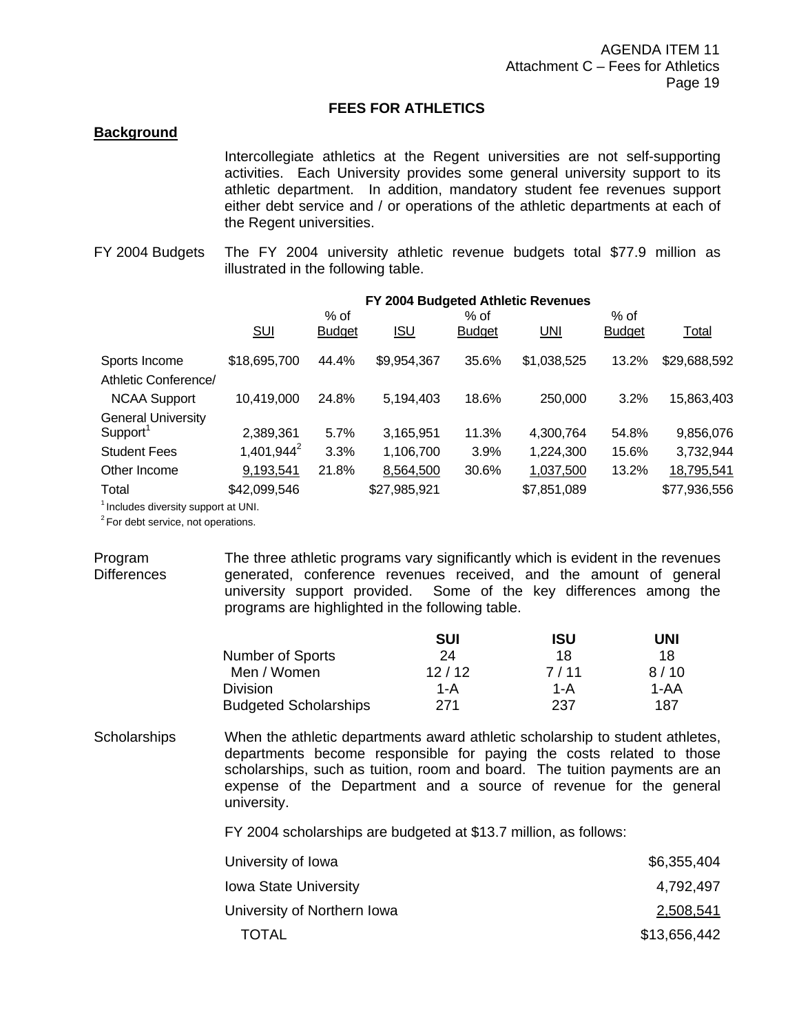# FEES FOR ATHLETICS

**Background**

Intercollegiate athletics at the Regent universities are not self-supporting activities. Each University provides some general university support to its athletic department. In addition, mandatory student fee revenues support either debt service and / or operations of the athletic departments at each of the Regent universities.

FY 2004 Budgets — The FY 2004 university athletic revenue budgets total $77.9 million as illustrated in the following table.

**FY 2004 Budgeted Athletic Revenues**

| | SUI | % of Budget | ISU | % of Budget | UNI | % of Budget | Total |
|---|---|---|---|---|---|---|---|
| Sports Income | $18,695,700 | 44.4% | $9,954,367 | 35.6% | $1,038,525 | 13.2% | $29,688,592 |
| Athletic Conference/ NCAA Support | 10,419,000 | 24.8% | 5,194,403 | 18.6% | 250,000 | 3.2% | 15,863,403 |
| General University Support[1] | 2,389,361 | 5.7% | 3,165,951 | 11.3% | 4,300,764 | 54.8% | 9,856,076 |
| Student Fees | 1,401,944[2] | 3.3% | 1,106,700 | 3.9% | 1,224,300 | 15.6% | 3,732,944 |
| Other Income | 9,193,541 | 21.8% | 8,564,500 | 30.6% | 1,037,500 | 13.2% | 18,795,541 |
| Total | $42,099,546 | | $27,985,921 | | $7,851,089 | | $77,936,556 |

[1] Includes diversity support at UNI.

[2] For debt service, not operations.

Program Differences — The three athletic programs vary significantly which is evident in the revenues generated, conference revenues received, and the amount of general university support provided. Some of the key differences among the programs are highlighted in the following table.

| | SUI | ISU | UNI |
|---|---|---|---|
| Number of Sports | 24 | 18 | 18 |
| Men / Women | 12 / 12 | 7 / 11 | 8 / 10 |
| Division | 1-A | 1-A | 1-AA |
| Budgeted Scholarships | 271 | 237 | 187 |

Scholarships — When the athletic departments award athletic scholarship to student athletes, departments become responsible for paying the costs related to those scholarships, such as tuition, room and board. The tuition payments are an expense of the Department and a source of revenue for the general university.

FY 2004 scholarships are budgeted at $13.7 million, as follows:

| | |
|---|---|
| University of Iowa | $6,355,404 |
| Iowa State University | 4,792,497 |
| University of Northern Iowa | 2,508,541 |
| TOTAL | $13,656,442 |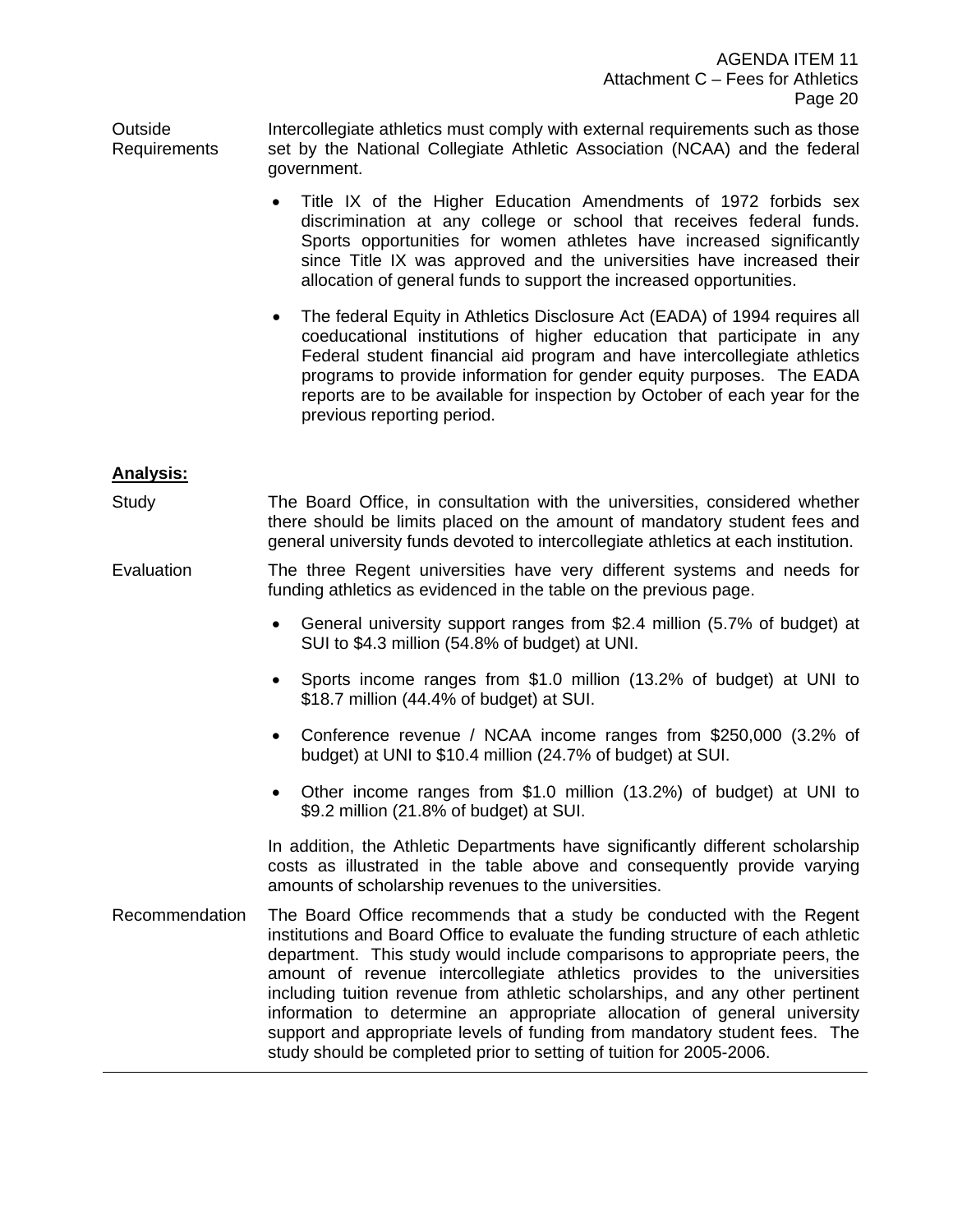**Outside Requirements**

Intercollegiate athletics must comply with external requirements such as those set by the National Collegiate Athletic Association (NCAA) and the federal government.

- Title IX of the Higher Education Amendments of 1972 forbids sex discrimination at any college or school that receives federal funds. Sports opportunities for women athletes have increased significantly since Title IX was approved and the universities have increased their allocation of general funds to support the increased opportunities.
- The federal Equity in Athletics Disclosure Act (EADA) of 1994 requires all coeducational institutions of higher education that participate in any Federal student financial aid program and have intercollegiate athletics programs to provide information for gender equity purposes. The EADA reports are to be available for inspection by October of each year for the previous reporting period.

## Analysis:

**Study**

The Board Office, in consultation with the universities, considered whether there should be limits placed on the amount of mandatory student fees and general university funds devoted to intercollegiate athletics at each institution.

**Evaluation**

The three Regent universities have very different systems and needs for funding athletics as evidenced in the table on the previous page.

- General university support ranges from $2.4 million (5.7% of budget) at SUI to $4.3 million (54.8% of budget) at UNI.
- Sports income ranges from $1.0 million (13.2% of budget) at UNI to $18.7 million (44.4% of budget) at SUI.
- Conference revenue / NCAA income ranges from $250,000 (3.2% of budget) at UNI to $10.4 million (24.7% of budget) at SUI.
- Other income ranges from $1.0 million (13.2%) of budget) at UNI to $9.2 million (21.8% of budget) at SUI.

In addition, the Athletic Departments have significantly different scholarship costs as illustrated in the table above and consequently provide varying amounts of scholarship revenues to the universities.

**Recommendation**

The Board Office recommends that a study be conducted with the Regent institutions and Board Office to evaluate the funding structure of each athletic department. This study would include comparisons to appropriate peers, the amount of revenue intercollegiate athletics provides to the universities including tuition revenue from athletic scholarships, and any other pertinent information to determine an appropriate allocation of general university support and appropriate levels of funding from mandatory student fees. The study should be completed prior to setting of tuition for 2005-2006.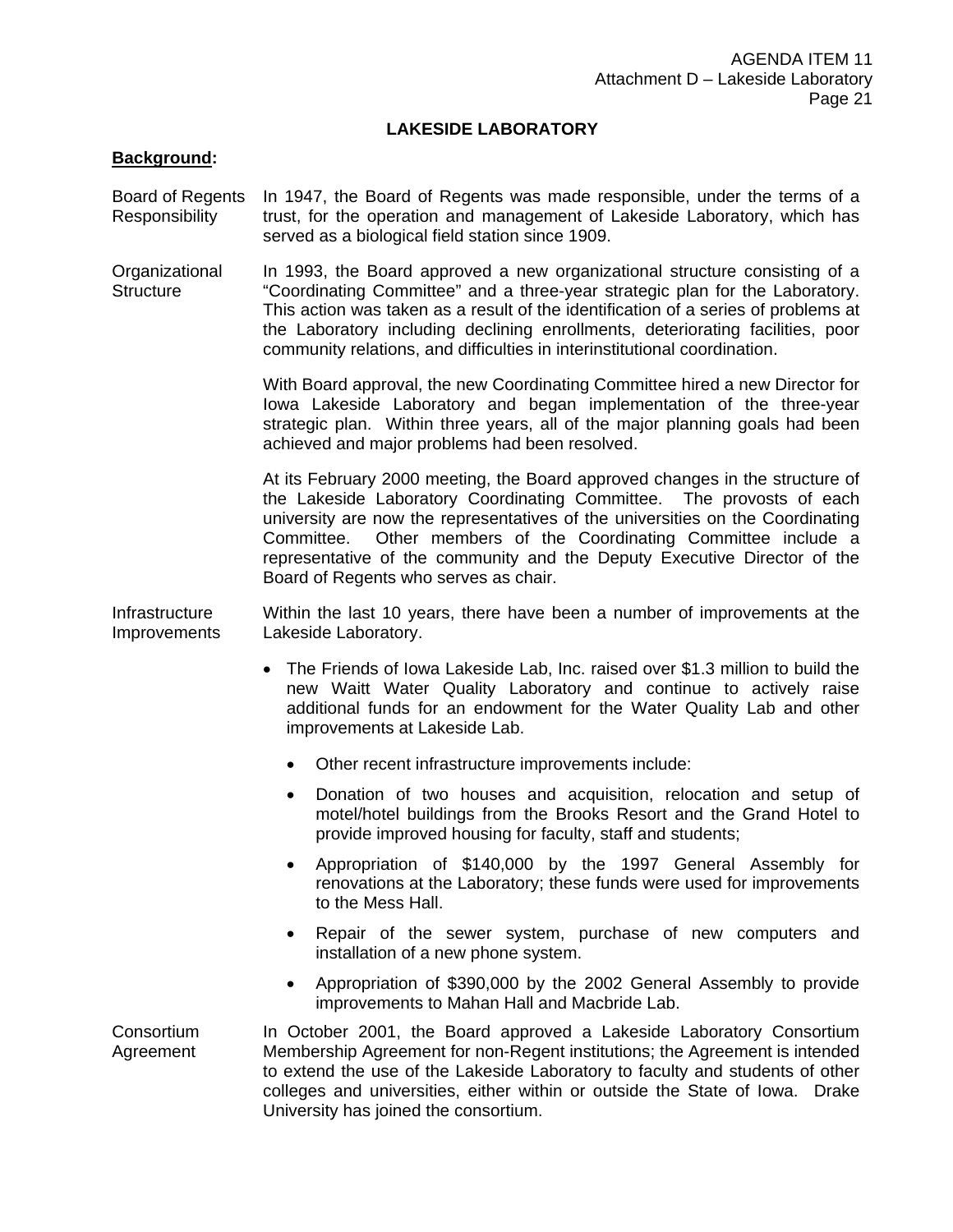# LAKESIDE LABORATORY

**Background:**

**Board of Regents Responsibility**

In 1947, the Board of Regents was made responsible, under the terms of a trust, for the operation and management of Lakeside Laboratory, which has served as a biological field station since 1909.

**Organizational Structure**

In 1993, the Board approved a new organizational structure consisting of a "Coordinating Committee" and a three-year strategic plan for the Laboratory. This action was taken as a result of the identification of a series of problems at the Laboratory including declining enrollments, deteriorating facilities, poor community relations, and difficulties in interinstitutional coordination.

With Board approval, the new Coordinating Committee hired a new Director for Iowa Lakeside Laboratory and began implementation of the three-year strategic plan. Within three years, all of the major planning goals had been achieved and major problems had been resolved.

At its February 2000 meeting, the Board approved changes in the structure of the Lakeside Laboratory Coordinating Committee. The provosts of each university are now the representatives of the universities on the Coordinating Committee. Other members of the Coordinating Committee include a representative of the community and the Deputy Executive Director of the Board of Regents who serves as chair.

**Infrastructure Improvements**

Within the last 10 years, there have been a number of improvements at the Lakeside Laboratory.

- The Friends of Iowa Lakeside Lab, Inc. raised over $1.3 million to build the new Waitt Water Quality Laboratory and continue to actively raise additional funds for an endowment for the Water Quality Lab and other improvements at Lakeside Lab.
  - Other recent infrastructure improvements include:
  - Donation of two houses and acquisition, relocation and setup of motel/hotel buildings from the Brooks Resort and the Grand Hotel to provide improved housing for faculty, staff and students;
  - Appropriation of $140,000 by the 1997 General Assembly for renovations at the Laboratory; these funds were used for improvements to the Mess Hall.
  - Repair of the sewer system, purchase of new computers and installation of a new phone system.
  - Appropriation of $390,000 by the 2002 General Assembly to provide improvements to Mahan Hall and Macbride Lab.

**Consortium Agreement**

In October 2001, the Board approved a Lakeside Laboratory Consortium Membership Agreement for non-Regent institutions; the Agreement is intended to extend the use of the Lakeside Laboratory to faculty and students of other colleges and universities, either within or outside the State of Iowa. Drake University has joined the consortium.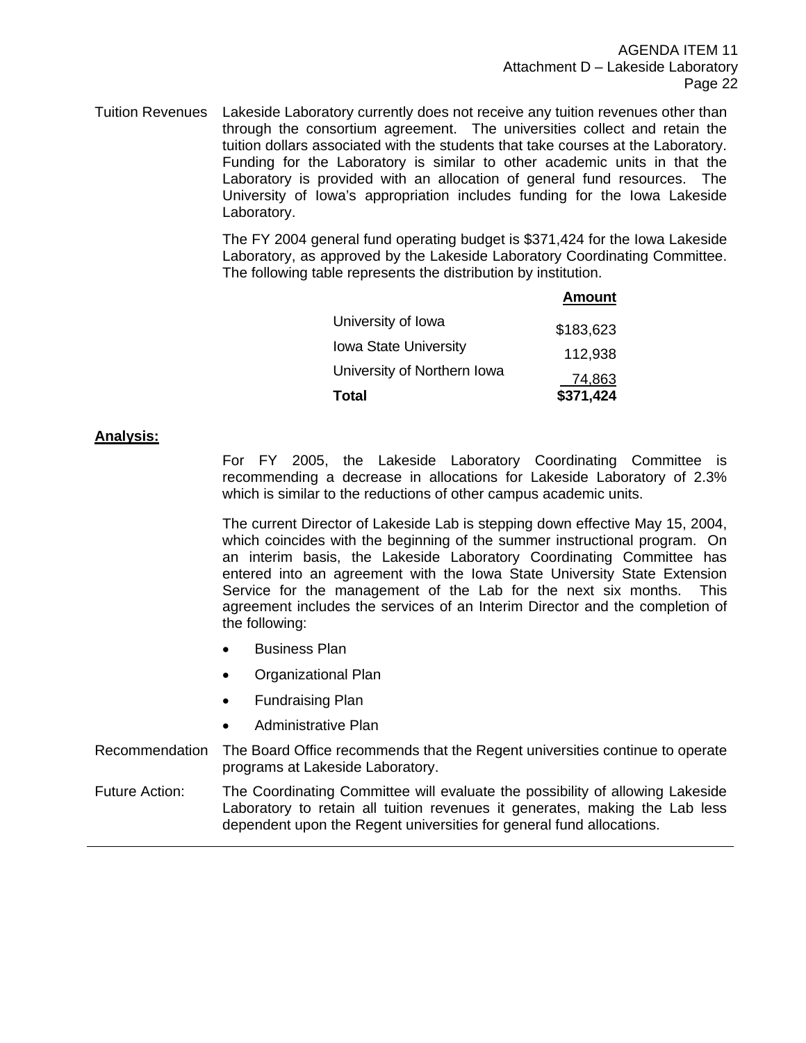**Tuition Revenues** Lakeside Laboratory currently does not receive any tuition revenues other than through the consortium agreement. The universities collect and retain the tuition dollars associated with the students that take courses at the Laboratory. Funding for the Laboratory is similar to other academic units in that the Laboratory is provided with an allocation of general fund resources. The University of Iowa's appropriation includes funding for the Iowa Lakeside Laboratory.

The FY 2004 general fund operating budget is $371,424 for the Iowa Lakeside Laboratory, as approved by the Lakeside Laboratory Coordinating Committee. The following table represents the distribution by institution.

| | **Amount** |
|---|---:|
| University of Iowa | $183,623 |
| Iowa State University | 112,938 |
| University of Northern Iowa | 74,863 |
| **Total** | **$371,424** |

## Analysis:

For FY 2005, the Lakeside Laboratory Coordinating Committee is recommending a decrease in allocations for Lakeside Laboratory of 2.3% which is similar to the reductions of other campus academic units.

The current Director of Lakeside Lab is stepping down effective May 15, 2004, which coincides with the beginning of the summer instructional program. On an interim basis, the Lakeside Laboratory Coordinating Committee has entered into an agreement with the Iowa State University State Extension Service for the management of the Lab for the next six months. This agreement includes the services of an Interim Director and the completion of the following:

- Business Plan
- Organizational Plan
- Fundraising Plan
- Administrative Plan

**Recommendation** The Board Office recommends that the Regent universities continue to operate programs at Lakeside Laboratory.

**Future Action:** The Coordinating Committee will evaluate the possibility of allowing Lakeside Laboratory to retain all tuition revenues it generates, making the Lab less dependent upon the Regent universities for general fund allocations.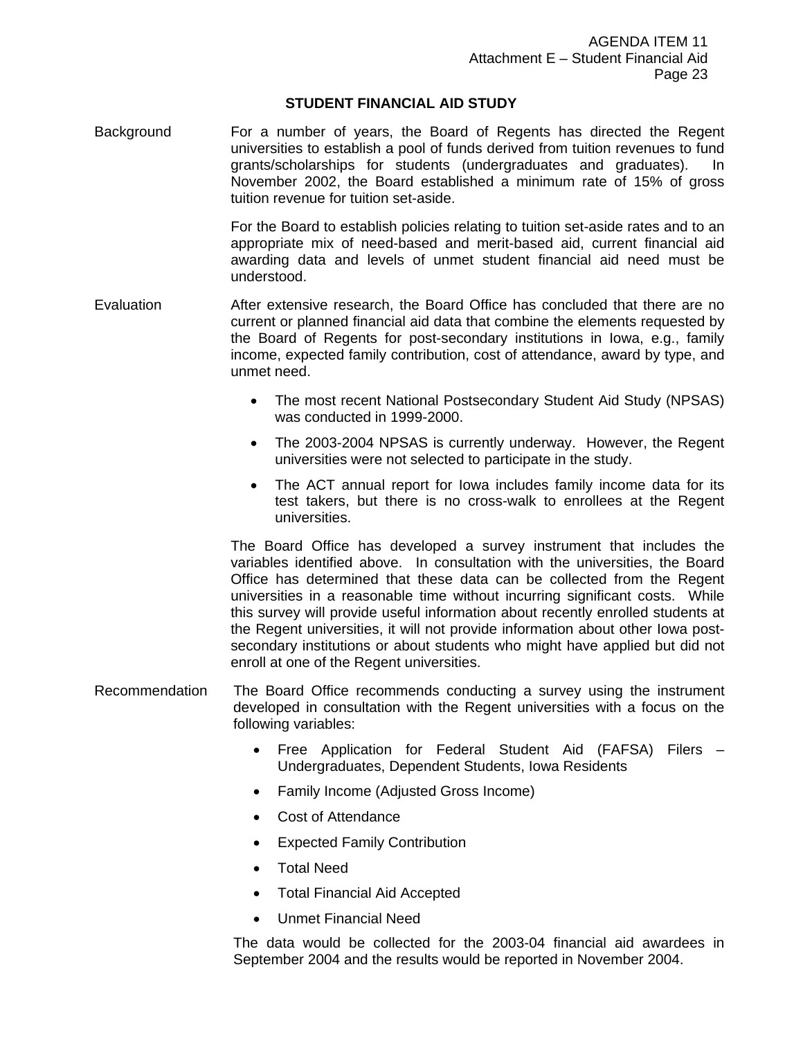## STUDENT FINANCIAL AID STUDY

**Background**

For a number of years, the Board of Regents has directed the Regent universities to establish a pool of funds derived from tuition revenues to fund grants/scholarships for students (undergraduates and graduates). In November 2002, the Board established a minimum rate of 15% of gross tuition revenue for tuition set-aside.

For the Board to establish policies relating to tuition set-aside rates and to an appropriate mix of need-based and merit-based aid, current financial aid awarding data and levels of unmet student financial aid need must be understood.

**Evaluation**

After extensive research, the Board Office has concluded that there are no current or planned financial aid data that combine the elements requested by the Board of Regents for post-secondary institutions in Iowa, e.g., family income, expected family contribution, cost of attendance, award by type, and unmet need.

- The most recent National Postsecondary Student Aid Study (NPSAS) was conducted in 1999-2000.
- The 2003-2004 NPSAS is currently underway. However, the Regent universities were not selected to participate in the study.
- The ACT annual report for Iowa includes family income data for its test takers, but there is no cross-walk to enrollees at the Regent universities.

The Board Office has developed a survey instrument that includes the variables identified above. In consultation with the universities, the Board Office has determined that these data can be collected from the Regent universities in a reasonable time without incurring significant costs. While this survey will provide useful information about recently enrolled students at the Regent universities, it will not provide information about other Iowa post-secondary institutions or about students who might have applied but did not enroll at one of the Regent universities.

**Recommendation**

The Board Office recommends conducting a survey using the instrument developed in consultation with the Regent universities with a focus on the following variables:

- Free Application for Federal Student Aid (FAFSA) Filers – Undergraduates, Dependent Students, Iowa Residents
- Family Income (Adjusted Gross Income)
- Cost of Attendance
- Expected Family Contribution
- Total Need
- Total Financial Aid Accepted
- Unmet Financial Need

The data would be collected for the 2003-04 financial aid awardees in September 2004 and the results would be reported in November 2004.